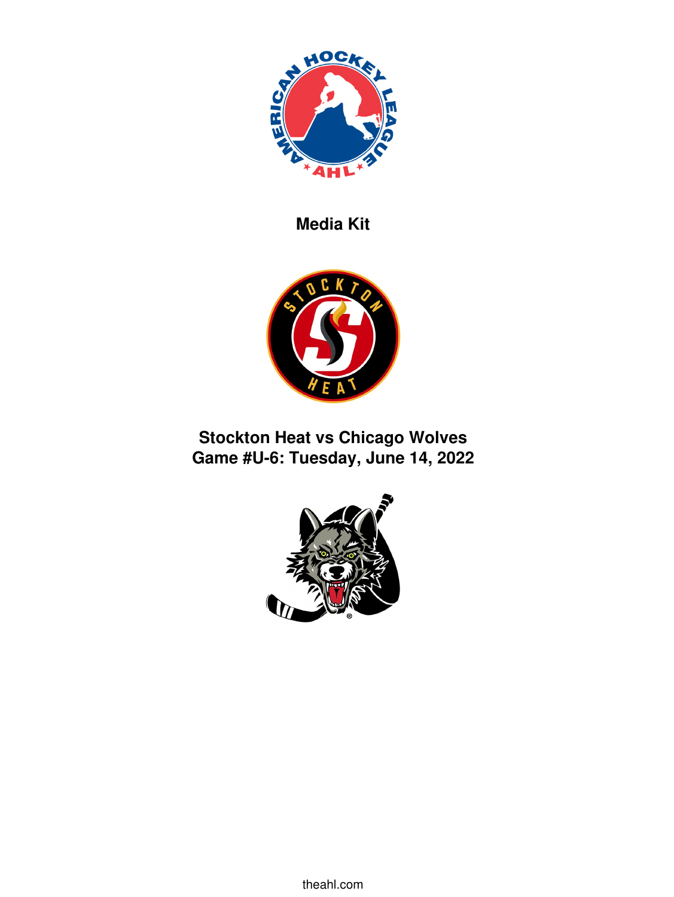**Media Kit**

**Stockton Heat vs Chicago Wolves**
**Game #U-6: Tuesday, June 14, 2022**

theahl.com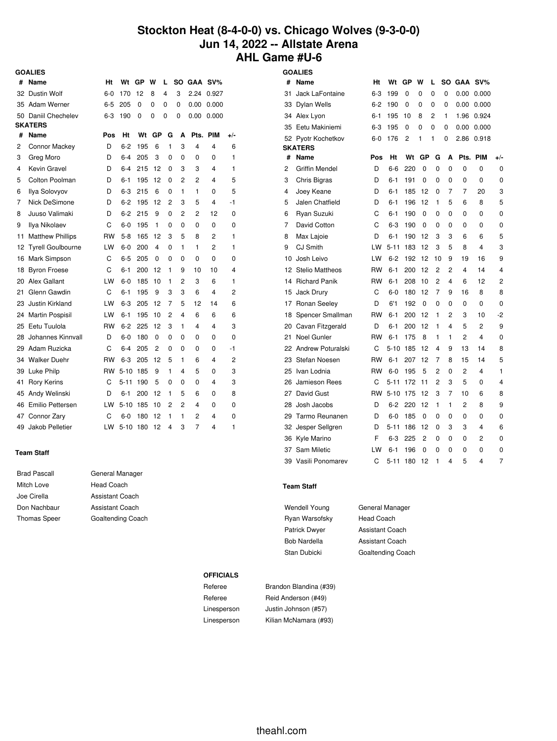# Stockton Heat (8-4-0-0) vs. Chicago Wolves (9-3-0-0)
# Jun 14, 2022 -- Allstate Arena
# AHL Game #U-6

## Stockton Heat

**GOALIES**

| # | Name | Ht | Wt | GP | W | L | SO | GAA | SV% |
|---|---|---|---|---|---|---|---|---|---|
| 32 | Dustin Wolf | 6-0 | 170 | 12 | 8 | 4 | 3 | 2.24 | 0.927 |
| 35 | Adam Werner | 6-5 | 205 | 0 | 0 | 0 | 0 | 0.00 | 0.000 |
| 50 | Daniil Chechelev | 6-3 | 190 | 0 | 0 | 0 | 0 | 0.00 | 0.000 |

**SKATERS**

| # | Name | Pos | Ht | Wt | GP | G | A | Pts. | PIM | +/- |
|---|---|---|---|---|---|---|---|---|---|---|
| 2 | Connor Mackey | D | 6-2 | 195 | 6 | 1 | 3 | 4 | 4 | 6 |
| 3 | Greg Moro | D | 6-4 | 205 | 3 | 0 | 0 | 0 | 0 | 1 |
| 4 | Kevin Gravel | D | 6-4 | 215 | 12 | 0 | 3 | 3 | 4 | 1 |
| 5 | Colton Poolman | D | 6-1 | 195 | 12 | 0 | 2 | 2 | 4 | 5 |
| 6 | Ilya Solovyov | D | 6-3 | 215 | 6 | 0 | 1 | 1 | 0 | 5 |
| 7 | Nick DeSimone | D | 6-2 | 195 | 12 | 2 | 3 | 5 | 4 | -1 |
| 8 | Juuso Valimaki | D | 6-2 | 215 | 9 | 0 | 2 | 2 | 12 | 0 |
| 9 | Ilya Nikolaev | C | 6-0 | 195 | 1 | 0 | 0 | 0 | 0 | 0 |
| 11 | Matthew Phillips | RW | 5-8 | 165 | 12 | 3 | 5 | 8 | 2 | 1 |
| 12 | Tyrell Goulbourne | LW | 6-0 | 200 | 4 | 0 | 1 | 1 | 2 | 1 |
| 16 | Mark Simpson | C | 6-5 | 205 | 0 | 0 | 0 | 0 | 0 | 0 |
| 18 | Byron Froese | C | 6-1 | 200 | 12 | 1 | 9 | 10 | 10 | 4 |
| 20 | Alex Gallant | LW | 6-0 | 185 | 10 | 1 | 2 | 3 | 6 | 1 |
| 21 | Glenn Gawdin | C | 6-1 | 195 | 9 | 3 | 3 | 6 | 4 | 2 |
| 23 | Justin Kirkland | LW | 6-3 | 205 | 12 | 7 | 5 | 12 | 14 | 6 |
| 24 | Martin Pospisil | LW | 6-1 | 195 | 10 | 2 | 4 | 6 | 6 | 6 |
| 25 | Eetu Tuulola | RW | 6-2 | 225 | 12 | 3 | 1 | 4 | 4 | 3 |
| 28 | Johannes Kinnvall | D | 6-0 | 180 | 0 | 0 | 0 | 0 | 0 | 0 |
| 29 | Adam Ruzicka | C | 6-4 | 205 | 2 | 0 | 0 | 0 | 0 | -1 |
| 34 | Walker Duehr | RW | 6-3 | 205 | 12 | 5 | 1 | 6 | 4 | 2 |
| 39 | Luke Philp | RW | 5-10 | 185 | 9 | 1 | 4 | 5 | 0 | 3 |
| 41 | Rory Kerins | C | 5-11 | 190 | 5 | 0 | 0 | 0 | 4 | 3 |
| 45 | Andy Welinski | D | 6-1 | 200 | 12 | 1 | 5 | 6 | 0 | 8 |
| 46 | Emilio Pettersen | LW | 5-10 | 185 | 10 | 2 | 2 | 4 | 0 | 0 |
| 47 | Connor Zary | C | 6-0 | 180 | 12 | 1 | 1 | 2 | 4 | 0 |
| 49 | Jakob Pelletier | LW | 5-10 | 180 | 12 | 4 | 3 | 7 | 4 | 1 |

**Team Staff**

| Name | Role |
|---|---|
| Brad Pascall | General Manager |
| Mitch Love | Head Coach |
| Joe Cirella | Assistant Coach |
| Don Nachbaur | Assistant Coach |
| Thomas Speer | Goaltending Coach |

## Chicago Wolves

**GOALIES**

| # | Name | Ht | Wt | GP | W | L | SO | GAA | SV% |
|---|---|---|---|---|---|---|---|---|---|
| 31 | Jack LaFontaine | 6-3 | 199 | 0 | 0 | 0 | 0 | 0.00 | 0.000 |
| 33 | Dylan Wells | 6-2 | 190 | 0 | 0 | 0 | 0 | 0.00 | 0.000 |
| 34 | Alex Lyon | 6-1 | 195 | 10 | 8 | 2 | 1 | 1.96 | 0.924 |
| 35 | Eetu Makiniemi | 6-3 | 195 | 0 | 0 | 0 | 0 | 0.00 | 0.000 |
| 52 | Pyotr Kochetkov | 6-0 | 176 | 2 | 1 | 1 | 0 | 2.86 | 0.918 |

**SKATERS**

| # | Name | Pos | Ht | Wt | GP | G | A | Pts. | PIM | +/- |
|---|---|---|---|---|---|---|---|---|---|---|
| 2 | Griffin Mendel | D | 6-6 | 220 | 0 | 0 | 0 | 0 | 0 | 0 |
| 3 | Chris Bigras | D | 6-1 | 191 | 0 | 0 | 0 | 0 | 0 | 0 |
| 4 | Joey Keane | D | 6-1 | 185 | 12 | 0 | 7 | 7 | 20 | 3 |
| 5 | Jalen Chatfield | D | 6-1 | 196 | 12 | 1 | 5 | 6 | 8 | 5 |
| 6 | Ryan Suzuki | C | 6-1 | 190 | 0 | 0 | 0 | 0 | 0 | 0 |
| 7 | David Cotton | C | 6-3 | 190 | 0 | 0 | 0 | 0 | 0 | 0 |
| 8 | Max Lajoie | D | 6-1 | 190 | 12 | 3 | 3 | 6 | 6 | 5 |
| 9 | CJ Smith | LW | 5-11 | 183 | 12 | 3 | 5 | 8 | 4 | 3 |
| 10 | Josh Leivo | LW | 6-2 | 192 | 12 | 10 | 9 | 19 | 16 | 9 |
| 12 | Stelio Mattheos | RW | 6-1 | 200 | 12 | 2 | 2 | 4 | 14 | 4 |
| 14 | Richard Panik | RW | 6-1 | 208 | 10 | 2 | 4 | 6 | 12 | 2 |
| 15 | Jack Drury | C | 6-0 | 180 | 12 | 7 | 9 | 16 | 8 | 8 |
| 17 | Ronan Seeley | D | 6'1 | 192 | 0 | 0 | 0 | 0 | 0 | 0 |
| 18 | Spencer Smallman | RW | 6-1 | 200 | 12 | 1 | 2 | 3 | 10 | -2 |
| 20 | Cavan Fitzgerald | D | 6-1 | 200 | 12 | 1 | 4 | 5 | 2 | 9 |
| 21 | Noel Gunler | RW | 6-1 | 175 | 8 | 1 | 1 | 2 | 4 | 0 |
| 22 | Andrew Poturalski | C | 5-10 | 185 | 12 | 4 | 9 | 13 | 14 | 8 |
| 23 | Stefan Noesen | RW | 6-1 | 207 | 12 | 7 | 8 | 15 | 14 | 5 |
| 25 | Ivan Lodnia | RW | 6-0 | 195 | 5 | 2 | 0 | 2 | 4 | 1 |
| 26 | Jamieson Rees | C | 5-11 | 172 | 11 | 2 | 3 | 5 | 0 | 4 |
| 27 | David Gust | RW | 5-10 | 175 | 12 | 3 | 7 | 10 | 6 | 8 |
| 28 | Josh Jacobs | D | 6-2 | 220 | 12 | 1 | 1 | 2 | 8 | 9 |
| 29 | Tarmo Reunanen | D | 6-0 | 185 | 0 | 0 | 0 | 0 | 0 | 0 |
| 32 | Jesper Sellgren | D | 5-11 | 186 | 12 | 0 | 3 | 3 | 4 | 6 |
| 36 | Kyle Marino | F | 6-3 | 225 | 2 | 0 | 0 | 0 | 2 | 0 |
| 37 | Sam Miletic | LW | 6-1 | 196 | 0 | 0 | 0 | 0 | 0 | 0 |
| 39 | Vasili Ponomarev | C | 5-11 | 180 | 12 | 1 | 4 | 5 | 4 | 7 |

**Team Staff**

| Name | Role |
|---|---|
| Wendell Young | General Manager |
| Ryan Warsofsky | Head Coach |
| Patrick Dwyer | Assistant Coach |
| Bob Nardella | Assistant Coach |
| Stan Dubicki | Goaltending Coach |

**OFFICIALS**

| Role | Name |
|---|---|
| Referee | Brandon Blandina (#39) |
| Referee | Reid Anderson (#49) |
| Linesperson | Justin Johnson (#57) |
| Linesperson | Kilian McNamara (#93) |

theahl.com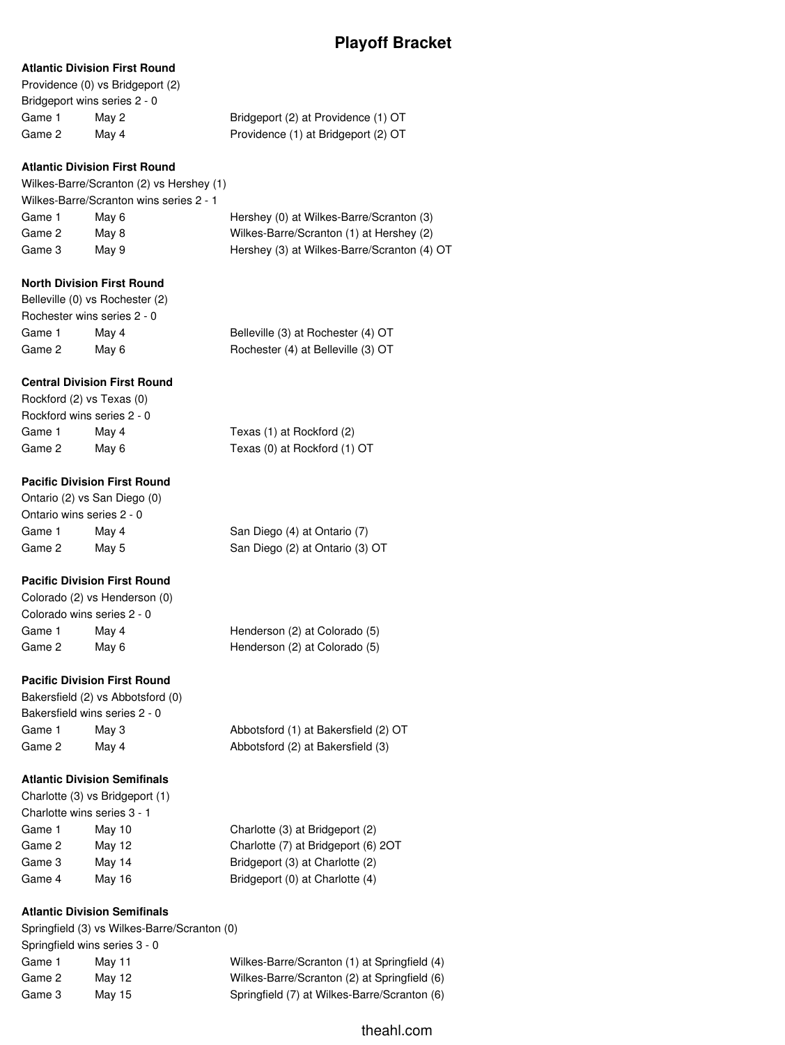# Playoff Bracket

**Atlantic Division First Round**

Providence (0) vs Bridgeport (2)

Bridgeport wins series 2 - 0

| | | |
|---|---|---|
| Game 1 | May 2 | Bridgeport (2) at Providence (1) OT |
| Game 2 | May 4 | Providence (1) at Bridgeport (2) OT |

**Atlantic Division First Round**

Wilkes-Barre/Scranton (2) vs Hershey (1)

Wilkes-Barre/Scranton wins series 2 - 1

| | | |
|---|---|---|
| Game 1 | May 6 | Hershey (0) at Wilkes-Barre/Scranton (3) |
| Game 2 | May 8 | Wilkes-Barre/Scranton (1) at Hershey (2) |
| Game 3 | May 9 | Hershey (3) at Wilkes-Barre/Scranton (4) OT |

**North Division First Round**

Belleville (0) vs Rochester (2)

Rochester wins series 2 - 0

| | | |
|---|---|---|
| Game 1 | May 4 | Belleville (3) at Rochester (4) OT |
| Game 2 | May 6 | Rochester (4) at Belleville (3) OT |

**Central Division First Round**

Rockford (2) vs Texas (0)

Rockford wins series 2 - 0

| | | |
|---|---|---|
| Game 1 | May 4 | Texas (1) at Rockford (2) |
| Game 2 | May 6 | Texas (0) at Rockford (1) OT |

**Pacific Division First Round**

Ontario (2) vs San Diego (0)

Ontario wins series 2 - 0

| | | |
|---|---|---|
| Game 1 | May 4 | San Diego (4) at Ontario (7) |
| Game 2 | May 5 | San Diego (2) at Ontario (3) OT |

**Pacific Division First Round**

Colorado (2) vs Henderson (0)

Colorado wins series 2 - 0

| | | |
|---|---|---|
| Game 1 | May 4 | Henderson (2) at Colorado (5) |
| Game 2 | May 6 | Henderson (2) at Colorado (5) |

**Pacific Division First Round**

Bakersfield (2) vs Abbotsford (0)

Bakersfield wins series 2 - 0

| | | |
|---|---|---|
| Game 1 | May 3 | Abbotsford (1) at Bakersfield (2) OT |
| Game 2 | May 4 | Abbotsford (2) at Bakersfield (3) |

**Atlantic Division Semifinals**

Charlotte (3) vs Bridgeport (1)

Charlotte wins series 3 - 1

| | | |
|---|---|---|
| Game 1 | May 10 | Charlotte (3) at Bridgeport (2) |
| Game 2 | May 12 | Charlotte (7) at Bridgeport (6) 2OT |
| Game 3 | May 14 | Bridgeport (3) at Charlotte (2) |
| Game 4 | May 16 | Bridgeport (0) at Charlotte (4) |

**Atlantic Division Semifinals**

Springfield (3) vs Wilkes-Barre/Scranton (0)

Springfield wins series 3 - 0

| | | |
|---|---|---|
| Game 1 | May 11 | Wilkes-Barre/Scranton (1) at Springfield (4) |
| Game 2 | May 12 | Wilkes-Barre/Scranton (2) at Springfield (6) |
| Game 3 | May 15 | Springfield (7) at Wilkes-Barre/Scranton (6) |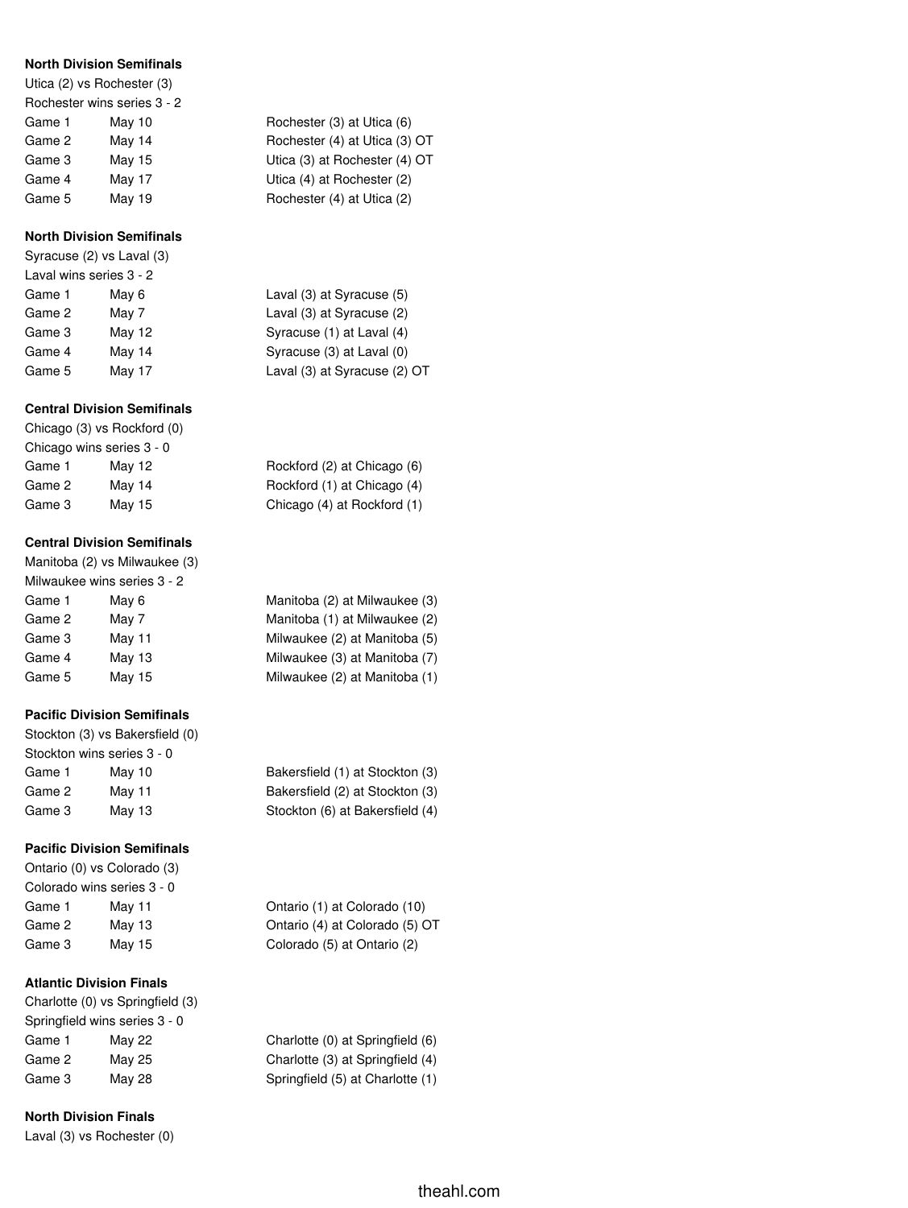**North Division Semifinals**

Utica (2) vs Rochester (3)

Rochester wins series 3 - 2

| | | |
|---|---|---|
| Game 1 | May 10 | Rochester (3) at Utica (6) |
| Game 2 | May 14 | Rochester (4) at Utica (3) OT |
| Game 3 | May 15 | Utica (3) at Rochester (4) OT |
| Game 4 | May 17 | Utica (4) at Rochester (2) |
| Game 5 | May 19 | Rochester (4) at Utica (2) |

**North Division Semifinals**

Syracuse (2) vs Laval (3)

Laval wins series 3 - 2

| | | |
|---|---|---|
| Game 1 | May 6 | Laval (3) at Syracuse (5) |
| Game 2 | May 7 | Laval (3) at Syracuse (2) |
| Game 3 | May 12 | Syracuse (1) at Laval (4) |
| Game 4 | May 14 | Syracuse (3) at Laval (0) |
| Game 5 | May 17 | Laval (3) at Syracuse (2) OT |

**Central Division Semifinals**

Chicago (3) vs Rockford (0)

Chicago wins series 3 - 0

| | | |
|---|---|---|
| Game 1 | May 12 | Rockford (2) at Chicago (6) |
| Game 2 | May 14 | Rockford (1) at Chicago (4) |
| Game 3 | May 15 | Chicago (4) at Rockford (1) |

**Central Division Semifinals**

Manitoba (2) vs Milwaukee (3)

Milwaukee wins series 3 - 2

| | | |
|---|---|---|
| Game 1 | May 6 | Manitoba (2) at Milwaukee (3) |
| Game 2 | May 7 | Manitoba (1) at Milwaukee (2) |
| Game 3 | May 11 | Milwaukee (2) at Manitoba (5) |
| Game 4 | May 13 | Milwaukee (3) at Manitoba (7) |
| Game 5 | May 15 | Milwaukee (2) at Manitoba (1) |

**Pacific Division Semifinals**

Stockton (3) vs Bakersfield (0)

Stockton wins series 3 - 0

| | | |
|---|---|---|
| Game 1 | May 10 | Bakersfield (1) at Stockton (3) |
| Game 2 | May 11 | Bakersfield (2) at Stockton (3) |
| Game 3 | May 13 | Stockton (6) at Bakersfield (4) |

**Pacific Division Semifinals**

Ontario (0) vs Colorado (3)

Colorado wins series 3 - 0

| | | |
|---|---|---|
| Game 1 | May 11 | Ontario (1) at Colorado (10) |
| Game 2 | May 13 | Ontario (4) at Colorado (5) OT |
| Game 3 | May 15 | Colorado (5) at Ontario (2) |

**Atlantic Division Finals**

Charlotte (0) vs Springfield (3)

Springfield wins series 3 - 0

| | | |
|---|---|---|
| Game 1 | May 22 | Charlotte (0) at Springfield (6) |
| Game 2 | May 25 | Charlotte (3) at Springfield (4) |
| Game 3 | May 28 | Springfield (5) at Charlotte (1) |

**North Division Finals**

Laval (3) vs Rochester (0)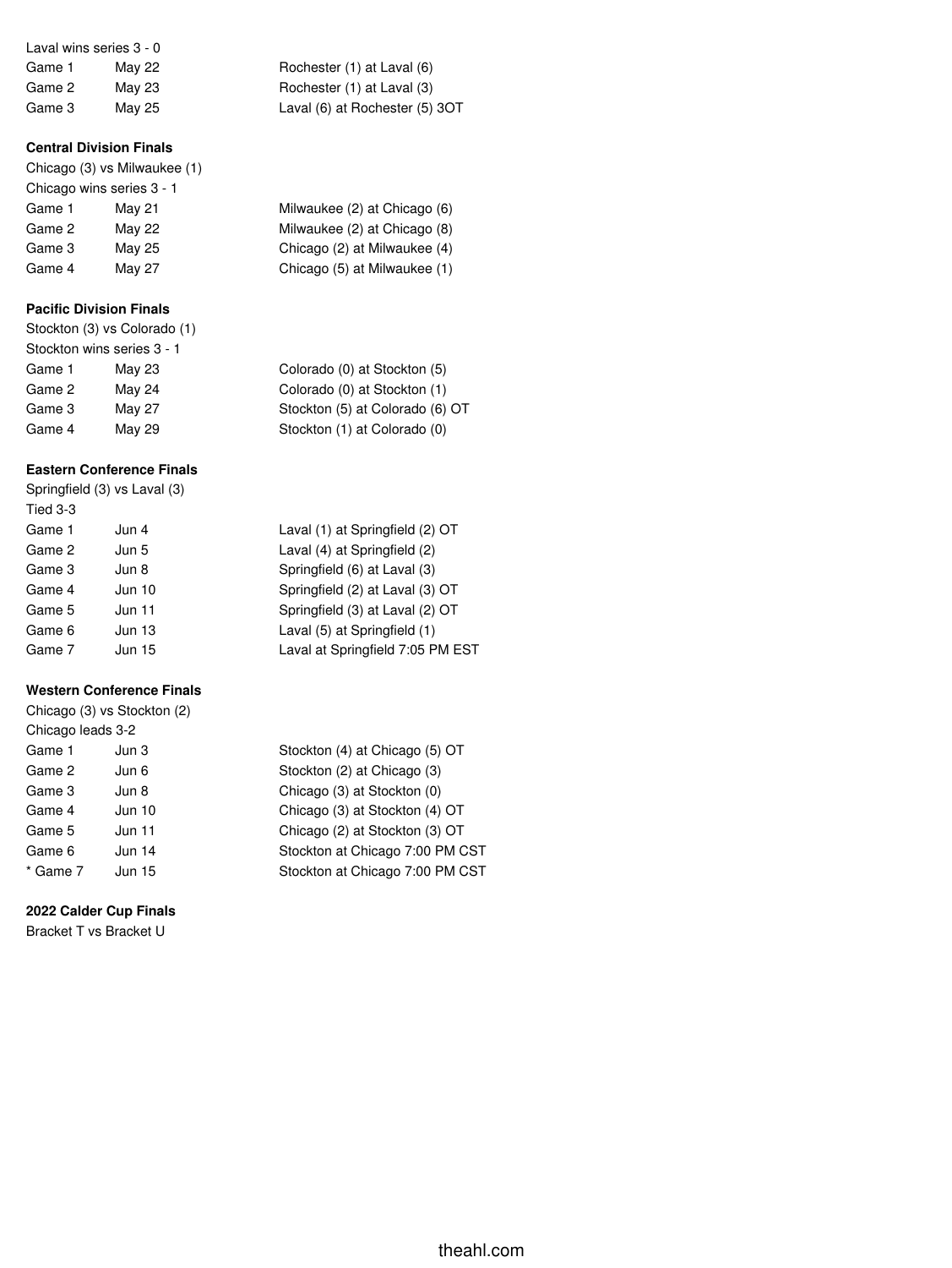Laval wins series 3 - 0

| | | |
|---|---|---|
| Game 1 | May 22 | Rochester (1) at Laval (6) |
| Game 2 | May 23 | Rochester (1) at Laval (3) |
| Game 3 | May 25 | Laval (6) at Rochester (5) 3OT |

**Central Division Finals**

Chicago (3) vs Milwaukee (1)

Chicago wins series 3 - 1

| | | |
|---|---|---|
| Game 1 | May 21 | Milwaukee (2) at Chicago (6) |
| Game 2 | May 22 | Milwaukee (2) at Chicago (8) |
| Game 3 | May 25 | Chicago (2) at Milwaukee (4) |
| Game 4 | May 27 | Chicago (5) at Milwaukee (1) |

**Pacific Division Finals**

Stockton (3) vs Colorado (1)

Stockton wins series 3 - 1

| | | |
|---|---|---|
| Game 1 | May 23 | Colorado (0) at Stockton (5) |
| Game 2 | May 24 | Colorado (0) at Stockton (1) |
| Game 3 | May 27 | Stockton (5) at Colorado (6) OT |
| Game 4 | May 29 | Stockton (1) at Colorado (0) |

**Eastern Conference Finals**

Springfield (3) vs Laval (3)

Tied 3-3

| | | |
|---|---|---|
| Game 1 | Jun 4 | Laval (1) at Springfield (2) OT |
| Game 2 | Jun 5 | Laval (4) at Springfield (2) |
| Game 3 | Jun 8 | Springfield (6) at Laval (3) |
| Game 4 | Jun 10 | Springfield (2) at Laval (3) OT |
| Game 5 | Jun 11 | Springfield (3) at Laval (2) OT |
| Game 6 | Jun 13 | Laval (5) at Springfield (1) |
| Game 7 | Jun 15 | Laval at Springfield 7:05 PM EST |

**Western Conference Finals**

Chicago (3) vs Stockton (2)

Chicago leads 3-2

| | | |
|---|---|---|
| Game 1 | Jun 3 | Stockton (4) at Chicago (5) OT |
| Game 2 | Jun 6 | Stockton (2) at Chicago (3) |
| Game 3 | Jun 8 | Chicago (3) at Stockton (0) |
| Game 4 | Jun 10 | Chicago (3) at Stockton (4) OT |
| Game 5 | Jun 11 | Chicago (2) at Stockton (3) OT |
| Game 6 | Jun 14 | Stockton at Chicago 7:00 PM CST |
| * Game 7 | Jun 15 | Stockton at Chicago 7:00 PM CST |

**2022 Calder Cup Finals**

Bracket T vs Bracket U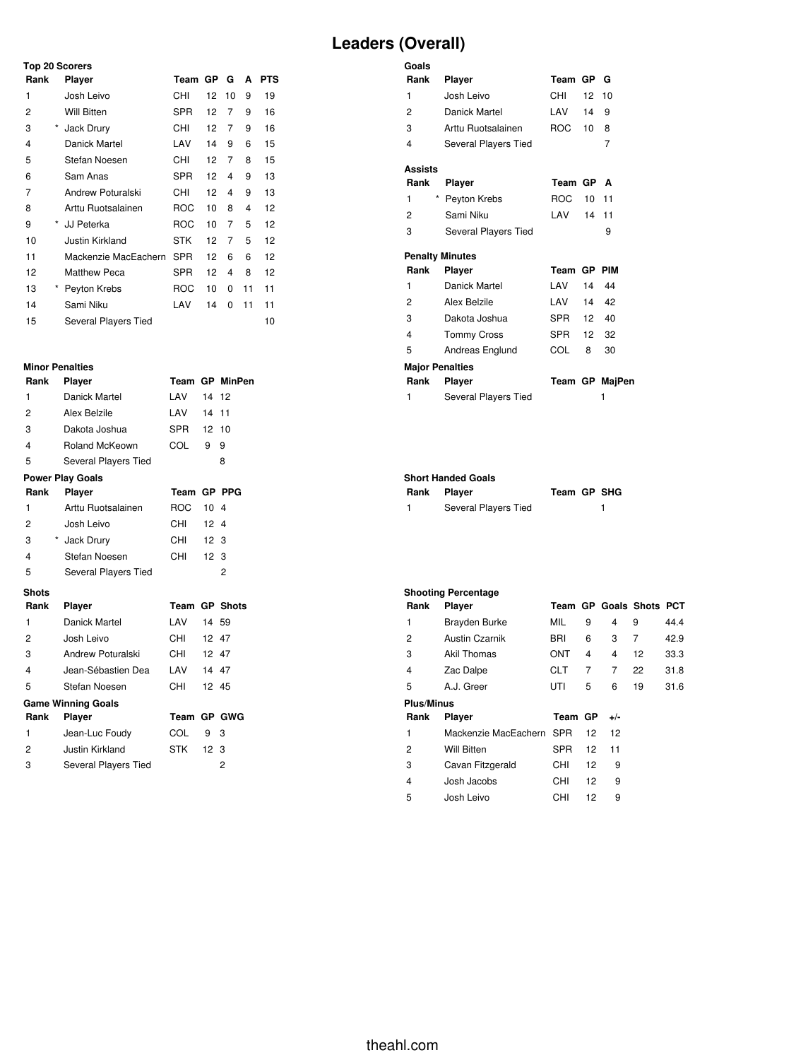# Leaders (Overall)

### Top 20 Scorers

| Rank | | Player | Team | GP | G | A | PTS |
|---|---|---|---|---|---|---|---|
| 1 | | Josh Leivo | CHI | 12 | 10 | 9 | 19 |
| 2 | | Will Bitten | SPR | 12 | 7 | 9 | 16 |
| 3 | * | Jack Drury | CHI | 12 | 7 | 9 | 16 |
| 4 | | Danick Martel | LAV | 14 | 9 | 6 | 15 |
| 5 | | Stefan Noesen | CHI | 12 | 7 | 8 | 15 |
| 6 | | Sam Anas | SPR | 12 | 4 | 9 | 13 |
| 7 | | Andrew Poturalski | CHI | 12 | 4 | 9 | 13 |
| 8 | | Arttu Ruotsalainen | ROC | 10 | 8 | 4 | 12 |
| 9 | * | JJ Peterka | ROC | 10 | 7 | 5 | 12 |
| 10 | | Justin Kirkland | STK | 12 | 7 | 5 | 12 |
| 11 | | Mackenzie MacEachern | SPR | 12 | 6 | 6 | 12 |
| 12 | | Matthew Peca | SPR | 12 | 4 | 8 | 12 |
| 13 | * | Peyton Krebs | ROC | 10 | 0 | 11 | 11 |
| 14 | | Sami Niku | LAV | 14 | 0 | 11 | 11 |
| 15 | | Several Players Tied | | | | | 10 |

### Goals

| Rank | Player | Team | GP | G |
|---|---|---|---|---|
| 1 | Josh Leivo | CHI | 12 | 10 |
| 2 | Danick Martel | LAV | 14 | 9 |
| 3 | Arttu Ruotsalainen | ROC | 10 | 8 |
| 4 | Several Players Tied | | | 7 |

### Assists

| Rank | | Player | Team | GP | A |
|---|---|---|---|---|---|
| 1 | * | Peyton Krebs | ROC | 10 | 11 |
| 2 | | Sami Niku | LAV | 14 | 11 |
| 3 | | Several Players Tied | | | 9 |

### Penalty Minutes

| Rank | Player | Team | GP | PIM |
|---|---|---|---|---|
| 1 | Danick Martel | LAV | 14 | 44 |
| 2 | Alex Belzile | LAV | 14 | 42 |
| 3 | Dakota Joshua | SPR | 12 | 40 |
| 4 | Tommy Cross | SPR | 12 | 32 |
| 5 | Andreas Englund | COL | 8 | 30 |

### Minor Penalties

| Rank | Player | Team | GP | MinPen |
|---|---|---|---|---|
| 1 | Danick Martel | LAV | 14 | 12 |
| 2 | Alex Belzile | LAV | 14 | 11 |
| 3 | Dakota Joshua | SPR | 12 | 10 |
| 4 | Roland McKeown | COL | 9 | 9 |
| 5 | Several Players Tied | | | 8 |

### Major Penalties

| Rank | Player | Team | GP | MajPen |
|---|---|---|---|---|
| 1 | Several Players Tied | | | 1 |

### Power Play Goals

| Rank | | Player | Team | GP | PPG |
|---|---|---|---|---|---|
| 1 | | Arttu Ruotsalainen | ROC | 10 | 4 |
| 2 | | Josh Leivo | CHI | 12 | 4 |
| 3 | * | Jack Drury | CHI | 12 | 3 |
| 4 | | Stefan Noesen | CHI | 12 | 3 |
| 5 | | Several Players Tied | | | 2 |

### Short Handed Goals

| Rank | Player | Team | GP | SHG |
|---|---|---|---|---|
| 1 | Several Players Tied | | | 1 |

### Shots

| Rank | Player | Team | GP | Shots |
|---|---|---|---|---|
| 1 | Danick Martel | LAV | 14 | 59 |
| 2 | Josh Leivo | CHI | 12 | 47 |
| 3 | Andrew Poturalski | CHI | 12 | 47 |
| 4 | Jean-Sébastien Dea | LAV | 14 | 47 |
| 5 | Stefan Noesen | CHI | 12 | 45 |

### Shooting Percentage

| Rank | Player | Team | GP | Goals | Shots | PCT |
|---|---|---|---|---|---|---|
| 1 | Brayden Burke | MIL | 9 | 4 | 9 | 44.4 |
| 2 | Austin Czarnik | BRI | 6 | 3 | 7 | 42.9 |
| 3 | Akil Thomas | ONT | 4 | 4 | 12 | 33.3 |
| 4 | Zac Dalpe | CLT | 7 | 7 | 22 | 31.8 |
| 5 | A.J. Greer | UTI | 5 | 6 | 19 | 31.6 |

### Game Winning Goals

| Rank | Player | Team | GP | GWG |
|---|---|---|---|---|
| 1 | Jean-Luc Foudy | COL | 9 | 3 |
| 2 | Justin Kirkland | STK | 12 | 3 |
| 3 | Several Players Tied | | | 2 |

### Plus/Minus

| Rank | Player | Team | GP | +/- |
|---|---|---|---|---|
| 1 | Mackenzie MacEachern | SPR | 12 | 12 |
| 2 | Will Bitten | SPR | 12 | 11 |
| 3 | Cavan Fitzgerald | CHI | 12 | 9 |
| 4 | Josh Jacobs | CHI | 12 | 9 |
| 5 | Josh Leivo | CHI | 12 | 9 |

theahl.com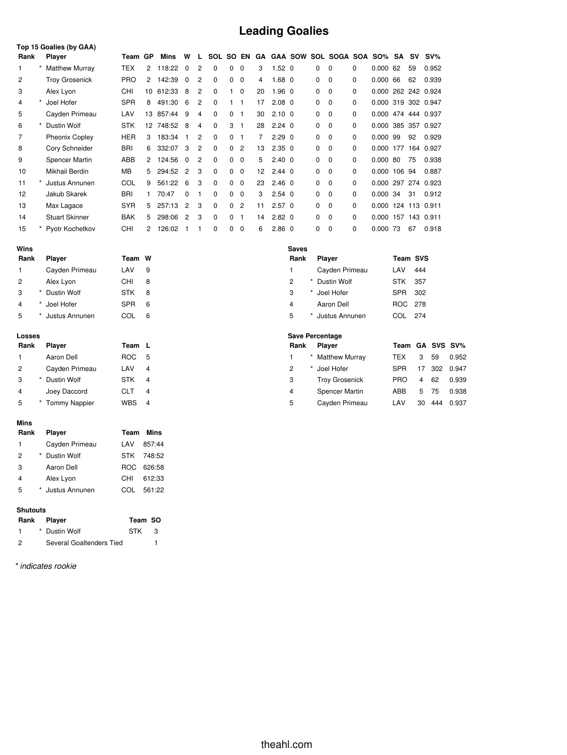# Leading Goalies

### Top 15 Goalies (by GAA)

| Rank | | Player | Team | GP | Mins | W | L | SOL | SO | EN | GA | GAA | SOW | SOL | SOGA | SOA | SO% | SA | SV | SV% |
|---|---|---|---|---|---|---|---|---|---|---|---|---|---|---|---|---|---|---|---|---|
| 1 | * | Matthew Murray | TEX | 2 | 118:22 | 0 | 2 | 0 | 0 | 0 | 3 | 1.52 | 0 | 0 | 0 | 0 | 0.000 | 62 | 59 | 0.952 |
| 2 | | Troy Grosenick | PRO | 2 | 142:39 | 0 | 2 | 0 | 0 | 0 | 4 | 1.68 | 0 | 0 | 0 | 0 | 0.000 | 66 | 62 | 0.939 |
| 3 | | Alex Lyon | CHI | 10 | 612:33 | 8 | 2 | 0 | 1 | 0 | 20 | 1.96 | 0 | 0 | 0 | 0 | 0.000 | 262 | 242 | 0.924 |
| 4 | * | Joel Hofer | SPR | 8 | 491:30 | 6 | 2 | 0 | 1 | 1 | 17 | 2.08 | 0 | 0 | 0 | 0 | 0.000 | 319 | 302 | 0.947 |
| 5 | | Cayden Primeau | LAV | 13 | 857:44 | 9 | 4 | 0 | 0 | 1 | 30 | 2.10 | 0 | 0 | 0 | 0 | 0.000 | 474 | 444 | 0.937 |
| 6 | * | Dustin Wolf | STK | 12 | 748:52 | 8 | 4 | 0 | 3 | 1 | 28 | 2.24 | 0 | 0 | 0 | 0 | 0.000 | 385 | 357 | 0.927 |
| 7 | | Pheonix Copley | HER | 3 | 183:34 | 1 | 2 | 0 | 0 | 1 | 7 | 2.29 | 0 | 0 | 0 | 0 | 0.000 | 99 | 92 | 0.929 |
| 8 | | Cory Schneider | BRI | 6 | 332:07 | 3 | 2 | 0 | 0 | 2 | 13 | 2.35 | 0 | 0 | 0 | 0 | 0.000 | 177 | 164 | 0.927 |
| 9 | | Spencer Martin | ABB | 2 | 124:56 | 0 | 2 | 0 | 0 | 0 | 5 | 2.40 | 0 | 0 | 0 | 0 | 0.000 | 80 | 75 | 0.938 |
| 10 | | Mikhail Berdin | MB | 5 | 294:52 | 2 | 3 | 0 | 0 | 0 | 12 | 2.44 | 0 | 0 | 0 | 0 | 0.000 | 106 | 94 | 0.887 |
| 11 | * | Justus Annunen | COL | 9 | 561:22 | 6 | 3 | 0 | 0 | 0 | 23 | 2.46 | 0 | 0 | 0 | 0 | 0.000 | 297 | 274 | 0.923 |
| 12 | | Jakub Skarek | BRI | 1 | 70:47 | 0 | 1 | 0 | 0 | 0 | 3 | 2.54 | 0 | 0 | 0 | 0 | 0.000 | 34 | 31 | 0.912 |
| 13 | | Max Lagace | SYR | 5 | 257:13 | 2 | 3 | 0 | 0 | 2 | 11 | 2.57 | 0 | 0 | 0 | 0 | 0.000 | 124 | 113 | 0.911 |
| 14 | | Stuart Skinner | BAK | 5 | 298:06 | 2 | 3 | 0 | 0 | 1 | 14 | 2.82 | 0 | 0 | 0 | 0 | 0.000 | 157 | 143 | 0.911 |
| 15 | * | Pyotr Kochetkov | CHI | 2 | 126:02 | 1 | 1 | 0 | 0 | 0 | 6 | 2.86 | 0 | 0 | 0 | 0 | 0.000 | 73 | 67 | 0.918 |

### Wins

| Rank | | Player | Team | W |
|---|---|---|---|---|
| 1 | | Cayden Primeau | LAV | 9 |
| 2 | | Alex Lyon | CHI | 8 |
| 3 | * | Dustin Wolf | STK | 8 |
| 4 | * | Joel Hofer | SPR | 6 |
| 5 | * | Justus Annunen | COL | 6 |

### Saves

| Rank | | Player | Team | SVS |
|---|---|---|---|---|
| 1 | | Cayden Primeau | LAV | 444 |
| 2 | * | Dustin Wolf | STK | 357 |
| 3 | * | Joel Hofer | SPR | 302 |
| 4 | | Aaron Dell | ROC | 278 |
| 5 | * | Justus Annunen | COL | 274 |

### Losses

| Rank | | Player | Team | L |
|---|---|---|---|---|
| 1 | | Aaron Dell | ROC | 5 |
| 2 | | Cayden Primeau | LAV | 4 |
| 3 | * | Dustin Wolf | STK | 4 |
| 4 | | Joey Daccord | CLT | 4 |
| 5 | * | Tommy Nappier | WBS | 4 |

### Save Percentage

| Rank | | Player | Team | GA | SVS | SV% |
|---|---|---|---|---|---|---|
| 1 | * | Matthew Murray | TEX | 3 | 59 | 0.952 |
| 2 | * | Joel Hofer | SPR | 17 | 302 | 0.947 |
| 3 | | Troy Grosenick | PRO | 4 | 62 | 0.939 |
| 4 | | Spencer Martin | ABB | 5 | 75 | 0.938 |
| 5 | | Cayden Primeau | LAV | 30 | 444 | 0.937 |

### Mins

| Rank | | Player | Team | Mins |
|---|---|---|---|---|
| 1 | | Cayden Primeau | LAV | 857:44 |
| 2 | * | Dustin Wolf | STK | 748:52 |
| 3 | | Aaron Dell | ROC | 626:58 |
| 4 | | Alex Lyon | CHI | 612:33 |
| 5 | * | Justus Annunen | COL | 561:22 |

### Shutouts

| Rank | | Player | Team | SO |
|---|---|---|---|---|
| 1 | * | Dustin Wolf | STK | 3 |
| 2 | | Several Goaltenders Tied | | 1 |

*\* indicates rookie*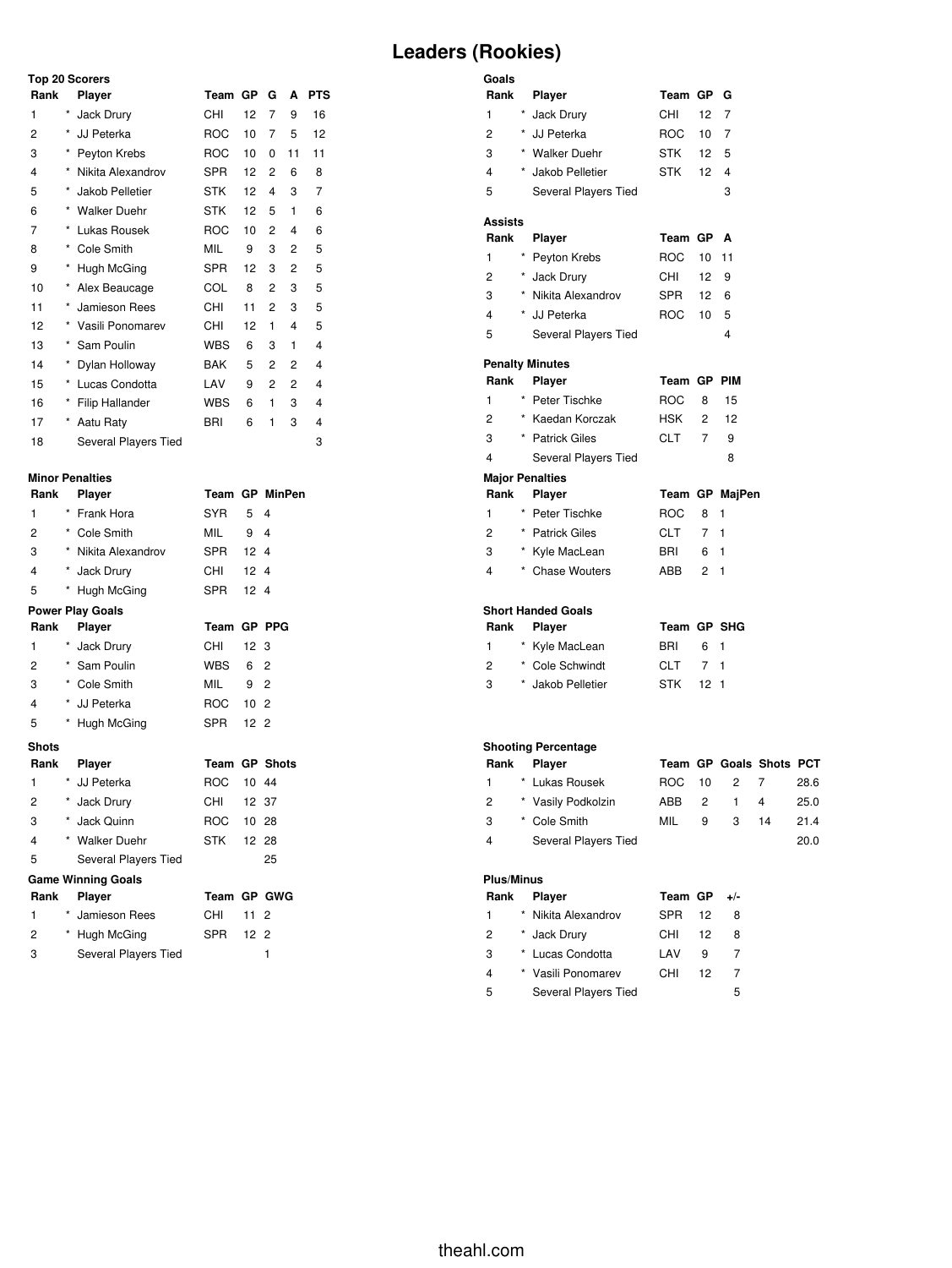# Leaders (Rookies)

### Top 20 Scorers

| Rank | | Player | Team | GP | G | A | PTS |
|---|---|---|---|---|---|---|---|
| 1 | * | Jack Drury | CHI | 12 | 7 | 9 | 16 |
| 2 | * | JJ Peterka | ROC | 10 | 7 | 5 | 12 |
| 3 | * | Peyton Krebs | ROC | 10 | 0 | 11 | 11 |
| 4 | * | Nikita Alexandrov | SPR | 12 | 2 | 6 | 8 |
| 5 | * | Jakob Pelletier | STK | 12 | 4 | 3 | 7 |
| 6 | * | Walker Duehr | STK | 12 | 5 | 1 | 6 |
| 7 | * | Lukas Rousek | ROC | 10 | 2 | 4 | 6 |
| 8 | * | Cole Smith | MIL | 9 | 3 | 2 | 5 |
| 9 | * | Hugh McGing | SPR | 12 | 3 | 2 | 5 |
| 10 | * | Alex Beaucage | COL | 8 | 2 | 3 | 5 |
| 11 | * | Jamieson Rees | CHI | 11 | 2 | 3 | 5 |
| 12 | * | Vasili Ponomarev | CHI | 12 | 1 | 4 | 5 |
| 13 | * | Sam Poulin | WBS | 6 | 3 | 1 | 4 |
| 14 | * | Dylan Holloway | BAK | 5 | 2 | 2 | 4 |
| 15 | * | Lucas Condotta | LAV | 9 | 2 | 2 | 4 |
| 16 | * | Filip Hallander | WBS | 6 | 1 | 3 | 4 |
| 17 | * | Aatu Raty | BRI | 6 | 1 | 3 | 4 |
| 18 | | Several Players Tied | | | | | 3 |

### Goals

| Rank | | Player | Team | GP | G |
|---|---|---|---|---|---|
| 1 | * | Jack Drury | CHI | 12 | 7 |
| 2 | * | JJ Peterka | ROC | 10 | 7 |
| 3 | * | Walker Duehr | STK | 12 | 5 |
| 4 | * | Jakob Pelletier | STK | 12 | 4 |
| 5 | | Several Players Tied | | | 3 |

### Assists

| Rank | | Player | Team | GP | A |
|---|---|---|---|---|---|
| 1 | * | Peyton Krebs | ROC | 10 | 11 |
| 2 | * | Jack Drury | CHI | 12 | 9 |
| 3 | * | Nikita Alexandrov | SPR | 12 | 6 |
| 4 | * | JJ Peterka | ROC | 10 | 5 |
| 5 | | Several Players Tied | | | 4 |

### Penalty Minutes

| Rank | | Player | Team | GP | PIM |
|---|---|---|---|---|---|
| 1 | * | Peter Tischke | ROC | 8 | 15 |
| 2 | * | Kaedan Korczak | HSK | 2 | 12 |
| 3 | * | Patrick Giles | CLT | 7 | 9 |
| 4 | | Several Players Tied | | | 8 |

### Minor Penalties

| Rank | | Player | Team | GP | MinPen |
|---|---|---|---|---|---|
| 1 | * | Frank Hora | SYR | 5 | 4 |
| 2 | * | Cole Smith | MIL | 9 | 4 |
| 3 | * | Nikita Alexandrov | SPR | 12 | 4 |
| 4 | * | Jack Drury | CHI | 12 | 4 |
| 5 | * | Hugh McGing | SPR | 12 | 4 |

### Major Penalties

| Rank | | Player | Team | GP | MajPen |
|---|---|---|---|---|---|
| 1 | * | Peter Tischke | ROC | 8 | 1 |
| 2 | * | Patrick Giles | CLT | 7 | 1 |
| 3 | * | Kyle MacLean | BRI | 6 | 1 |
| 4 | * | Chase Wouters | ABB | 2 | 1 |

### Power Play Goals

| Rank | | Player | Team | GP | PPG |
|---|---|---|---|---|---|
| 1 | * | Jack Drury | CHI | 12 | 3 |
| 2 | * | Sam Poulin | WBS | 6 | 2 |
| 3 | * | Cole Smith | MIL | 9 | 2 |
| 4 | * | JJ Peterka | ROC | 10 | 2 |
| 5 | * | Hugh McGing | SPR | 12 | 2 |

### Short Handed Goals

| Rank | | Player | Team | GP | SHG |
|---|---|---|---|---|---|
| 1 | * | Kyle MacLean | BRI | 6 | 1 |
| 2 | * | Cole Schwindt | CLT | 7 | 1 |
| 3 | * | Jakob Pelletier | STK | 12 | 1 |

### Shots

| Rank | | Player | Team | GP | Shots |
|---|---|---|---|---|---|
| 1 | * | JJ Peterka | ROC | 10 | 44 |
| 2 | * | Jack Drury | CHI | 12 | 37 |
| 3 | * | Jack Quinn | ROC | 10 | 28 |
| 4 | * | Walker Duehr | STK | 12 | 28 |
| 5 | | Several Players Tied | | | 25 |

### Shooting Percentage

| Rank | | Player | Team | GP | Goals | Shots | PCT |
|---|---|---|---|---|---|---|---|
| 1 | * | Lukas Rousek | ROC | 10 | 2 | 7 | 28.6 |
| 2 | * | Vasily Podkolzin | ABB | 2 | 1 | 4 | 25.0 |
| 3 | * | Cole Smith | MIL | 9 | 3 | 14 | 21.4 |
| 4 | | Several Players Tied | | | | | 20.0 |

### Game Winning Goals

| Rank | | Player | Team | GP | GWG |
|---|---|---|---|---|---|
| 1 | * | Jamieson Rees | CHI | 11 | 2 |
| 2 | * | Hugh McGing | SPR | 12 | 2 |
| 3 | | Several Players Tied | | | 1 |

### Plus/Minus

| Rank | | Player | Team | GP | +/- |
|---|---|---|---|---|---|
| 1 | * | Nikita Alexandrov | SPR | 12 | 8 |
| 2 | * | Jack Drury | CHI | 12 | 8 |
| 3 | * | Lucas Condotta | LAV | 9 | 7 |
| 4 | * | Vasili Ponomarev | CHI | 12 | 7 |
| 5 | | Several Players Tied | | | 5 |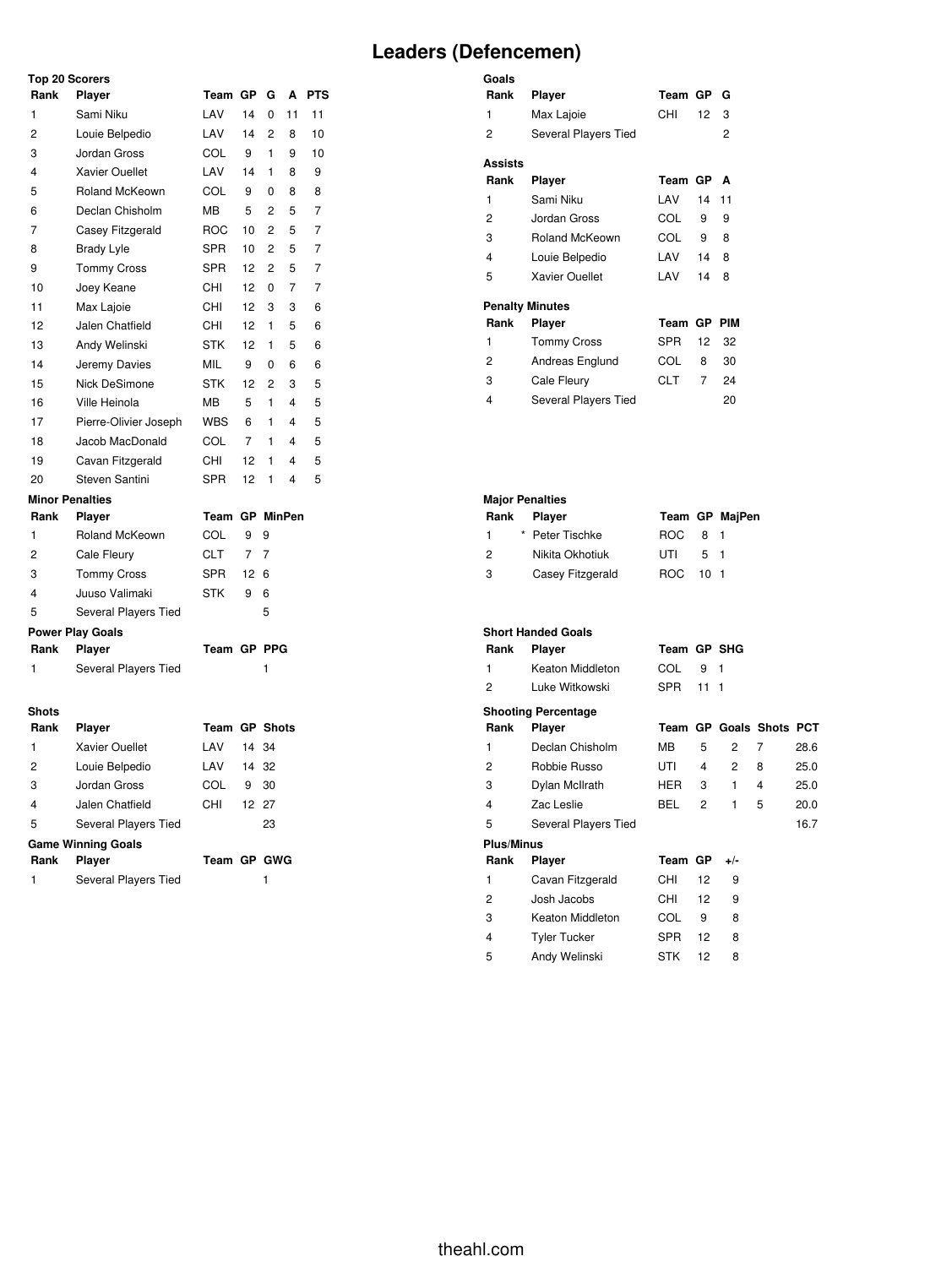# Leaders (Defencemen)

### Top 20 Scorers

| Rank | Player | Team | GP | G | A | PTS |
|---|---|---|---|---|---|---|
| 1 | Sami Niku | LAV | 14 | 0 | 11 | 11 |
| 2 | Louie Belpedio | LAV | 14 | 2 | 8 | 10 |
| 3 | Jordan Gross | COL | 9 | 1 | 9 | 10 |
| 4 | Xavier Ouellet | LAV | 14 | 1 | 8 | 9 |
| 5 | Roland McKeown | COL | 9 | 0 | 8 | 8 |
| 6 | Declan Chisholm | MB | 5 | 2 | 5 | 7 |
| 7 | Casey Fitzgerald | ROC | 10 | 2 | 5 | 7 |
| 8 | Brady Lyle | SPR | 10 | 2 | 5 | 7 |
| 9 | Tommy Cross | SPR | 12 | 2 | 5 | 7 |
| 10 | Joey Keane | CHI | 12 | 0 | 7 | 7 |
| 11 | Max Lajoie | CHI | 12 | 3 | 3 | 6 |
| 12 | Jalen Chatfield | CHI | 12 | 1 | 5 | 6 |
| 13 | Andy Welinski | STK | 12 | 1 | 5 | 6 |
| 14 | Jeremy Davies | MIL | 9 | 0 | 6 | 6 |
| 15 | Nick DeSimone | STK | 12 | 2 | 3 | 5 |
| 16 | Ville Heinola | MB | 5 | 1 | 4 | 5 |
| 17 | Pierre-Olivier Joseph | WBS | 6 | 1 | 4 | 5 |
| 18 | Jacob MacDonald | COL | 7 | 1 | 4 | 5 |
| 19 | Cavan Fitzgerald | CHI | 12 | 1 | 4 | 5 |
| 20 | Steven Santini | SPR | 12 | 1 | 4 | 5 |

### Goals

| Rank | Player | Team | GP | G |
|---|---|---|---|---|
| 1 | Max Lajoie | CHI | 12 | 3 |
| 2 | Several Players Tied | | | 2 |

### Assists

| Rank | Player | Team | GP | A |
|---|---|---|---|---|
| 1 | Sami Niku | LAV | 14 | 11 |
| 2 | Jordan Gross | COL | 9 | 9 |
| 3 | Roland McKeown | COL | 9 | 8 |
| 4 | Louie Belpedio | LAV | 14 | 8 |
| 5 | Xavier Ouellet | LAV | 14 | 8 |

### Penalty Minutes

| Rank | Player | Team | GP | PIM |
|---|---|---|---|---|
| 1 | Tommy Cross | SPR | 12 | 32 |
| 2 | Andreas Englund | COL | 8 | 30 |
| 3 | Cale Fleury | CLT | 7 | 24 |
| 4 | Several Players Tied | | | 20 |

### Minor Penalties

| Rank | Player | Team | GP | MinPen |
|---|---|---|---|---|
| 1 | Roland McKeown | COL | 9 | 9 |
| 2 | Cale Fleury | CLT | 7 | 7 |
| 3 | Tommy Cross | SPR | 12 | 6 |
| 4 | Juuso Valimaki | STK | 9 | 6 |
| 5 | Several Players Tied | | | 5 |

### Major Penalties

| Rank | Player | Team | GP | MajPen |
|---|---|---|---|---|
| 1 | * Peter Tischke | ROC | 8 | 1 |
| 2 | Nikita Okhotiuk | UTI | 5 | 1 |
| 3 | Casey Fitzgerald | ROC | 10 | 1 |

### Power Play Goals

| Rank | Player | Team | GP | PPG |
|---|---|---|---|---|
| 1 | Several Players Tied | | | 1 |

### Short Handed Goals

| Rank | Player | Team | GP | SHG |
|---|---|---|---|---|
| 1 | Keaton Middleton | COL | 9 | 1 |
| 2 | Luke Witkowski | SPR | 11 | 1 |

### Shots

| Rank | Player | Team | GP | Shots |
|---|---|---|---|---|
| 1 | Xavier Ouellet | LAV | 14 | 34 |
| 2 | Louie Belpedio | LAV | 14 | 32 |
| 3 | Jordan Gross | COL | 9 | 30 |
| 4 | Jalen Chatfield | CHI | 12 | 27 |
| 5 | Several Players Tied | | | 23 |

### Shooting Percentage

| Rank | Player | Team | GP | Goals | Shots | PCT |
|---|---|---|---|---|---|---|
| 1 | Declan Chisholm | MB | 5 | 2 | 7 | 28.6 |
| 2 | Robbie Russo | UTI | 4 | 2 | 8 | 25.0 |
| 3 | Dylan McIlrath | HER | 3 | 1 | 4 | 25.0 |
| 4 | Zac Leslie | BEL | 2 | 1 | 5 | 20.0 |
| 5 | Several Players Tied | | | | | 16.7 |

### Game Winning Goals

| Rank | Player | Team | GP | GWG |
|---|---|---|---|---|
| 1 | Several Players Tied | | | 1 |

### Plus/Minus

| Rank | Player | Team | GP | +/- |
|---|---|---|---|---|
| 1 | Cavan Fitzgerald | CHI | 12 | 9 |
| 2 | Josh Jacobs | CHI | 12 | 9 |
| 3 | Keaton Middleton | COL | 9 | 8 |
| 4 | Tyler Tucker | SPR | 12 | 8 |
| 5 | Andy Welinski | STK | 12 | 8 |

theahl.com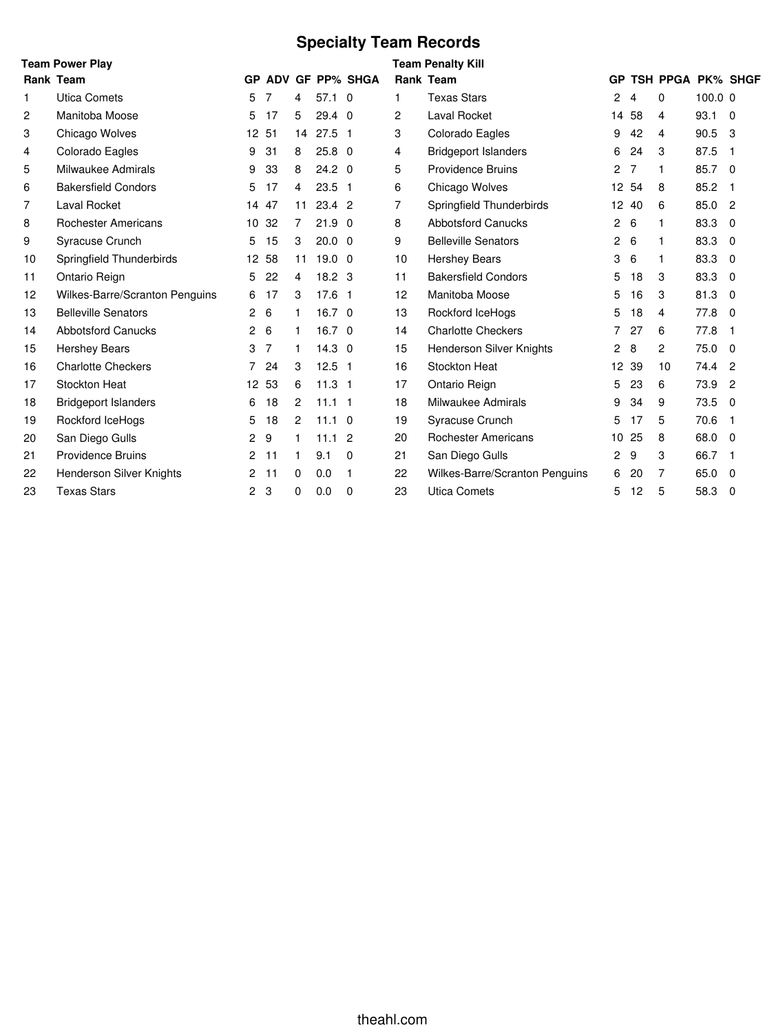# Specialty Team Records

### Team Power Play

| Rank | Team | GP | ADV | GF | PP% | SHGA |
|---|---|---|---|---|---|---|
| 1 | Utica Comets | 5 | 7 | 4 | 57.1 | 0 |
| 2 | Manitoba Moose | 5 | 17 | 5 | 29.4 | 0 |
| 3 | Chicago Wolves | 12 | 51 | 14 | 27.5 | 1 |
| 4 | Colorado Eagles | 9 | 31 | 8 | 25.8 | 0 |
| 5 | Milwaukee Admirals | 9 | 33 | 8 | 24.2 | 0 |
| 6 | Bakersfield Condors | 5 | 17 | 4 | 23.5 | 1 |
| 7 | Laval Rocket | 14 | 47 | 11 | 23.4 | 2 |
| 8 | Rochester Americans | 10 | 32 | 7 | 21.9 | 0 |
| 9 | Syracuse Crunch | 5 | 15 | 3 | 20.0 | 0 |
| 10 | Springfield Thunderbirds | 12 | 58 | 11 | 19.0 | 0 |
| 11 | Ontario Reign | 5 | 22 | 4 | 18.2 | 3 |
| 12 | Wilkes-Barre/Scranton Penguins | 6 | 17 | 3 | 17.6 | 1 |
| 13 | Belleville Senators | 2 | 6 | 1 | 16.7 | 0 |
| 14 | Abbotsford Canucks | 2 | 6 | 1 | 16.7 | 0 |
| 15 | Hershey Bears | 3 | 7 | 1 | 14.3 | 0 |
| 16 | Charlotte Checkers | 7 | 24 | 3 | 12.5 | 1 |
| 17 | Stockton Heat | 12 | 53 | 6 | 11.3 | 1 |
| 18 | Bridgeport Islanders | 6 | 18 | 2 | 11.1 | 1 |
| 19 | Rockford IceHogs | 5 | 18 | 2 | 11.1 | 0 |
| 20 | San Diego Gulls | 2 | 9 | 1 | 11.1 | 2 |
| 21 | Providence Bruins | 2 | 11 | 1 | 9.1 | 0 |
| 22 | Henderson Silver Knights | 2 | 11 | 0 | 0.0 | 1 |
| 23 | Texas Stars | 2 | 3 | 0 | 0.0 | 0 |

### Team Penalty Kill

| Rank | Team | GP | TSH | PPGA | PK% | SHGF |
|---|---|---|---|---|---|---|
| 1 | Texas Stars | 2 | 4 | 0 | 100.0 | 0 |
| 2 | Laval Rocket | 14 | 58 | 4 | 93.1 | 0 |
| 3 | Colorado Eagles | 9 | 42 | 4 | 90.5 | 3 |
| 4 | Bridgeport Islanders | 6 | 24 | 3 | 87.5 | 1 |
| 5 | Providence Bruins | 2 | 7 | 1 | 85.7 | 0 |
| 6 | Chicago Wolves | 12 | 54 | 8 | 85.2 | 1 |
| 7 | Springfield Thunderbirds | 12 | 40 | 6 | 85.0 | 2 |
| 8 | Abbotsford Canucks | 2 | 6 | 1 | 83.3 | 0 |
| 9 | Belleville Senators | 2 | 6 | 1 | 83.3 | 0 |
| 10 | Hershey Bears | 3 | 6 | 1 | 83.3 | 0 |
| 11 | Bakersfield Condors | 5 | 18 | 3 | 83.3 | 0 |
| 12 | Manitoba Moose | 5 | 16 | 3 | 81.3 | 0 |
| 13 | Rockford IceHogs | 5 | 18 | 4 | 77.8 | 0 |
| 14 | Charlotte Checkers | 7 | 27 | 6 | 77.8 | 1 |
| 15 | Henderson Silver Knights | 2 | 8 | 2 | 75.0 | 0 |
| 16 | Stockton Heat | 12 | 39 | 10 | 74.4 | 2 |
| 17 | Ontario Reign | 5 | 23 | 6 | 73.9 | 2 |
| 18 | Milwaukee Admirals | 9 | 34 | 9 | 73.5 | 0 |
| 19 | Syracuse Crunch | 5 | 17 | 5 | 70.6 | 1 |
| 20 | Rochester Americans | 10 | 25 | 8 | 68.0 | 0 |
| 21 | San Diego Gulls | 2 | 9 | 3 | 66.7 | 1 |
| 22 | Wilkes-Barre/Scranton Penguins | 6 | 20 | 7 | 65.0 | 0 |
| 23 | Utica Comets | 5 | 12 | 5 | 58.3 | 0 |

theahl.com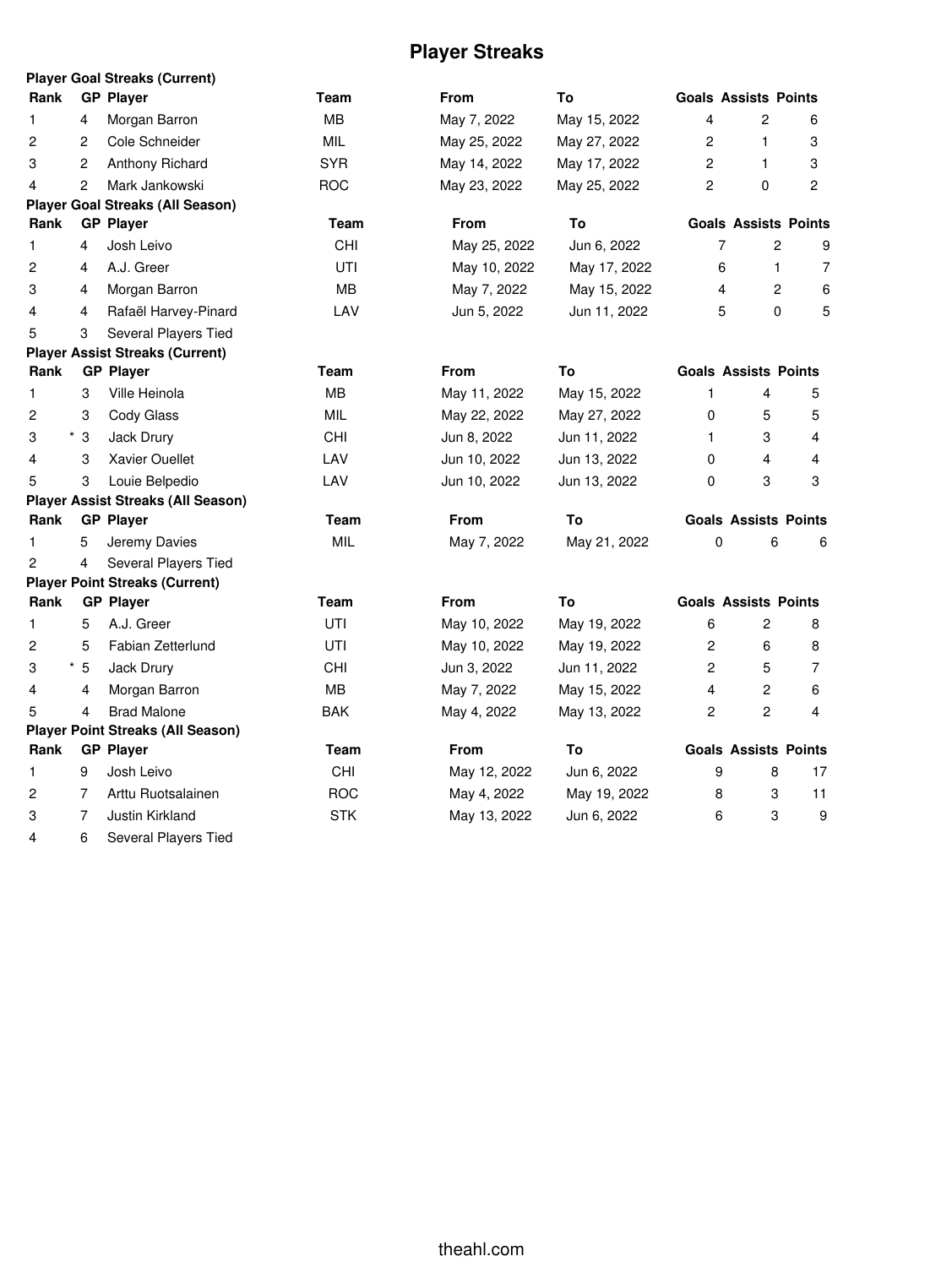# Player Streaks

**Player Goal Streaks (Current)**

| Rank | GP | Player | Team | From | To | Goals | Assists | Points |
|---|---|---|---|---|---|---|---|---|
| 1 | 4 | Morgan Barron | MB | May 7, 2022 | May 15, 2022 | 4 | 2 | 6 |
| 2 | 2 | Cole Schneider | MIL | May 25, 2022 | May 27, 2022 | 2 | 1 | 3 |
| 3 | 2 | Anthony Richard | SYR | May 14, 2022 | May 17, 2022 | 2 | 1 | 3 |
| 4 | 2 | Mark Jankowski | ROC | May 23, 2022 | May 25, 2022 | 2 | 0 | 2 |

**Player Goal Streaks (All Season)**

| Rank | GP | Player | Team | From | To | Goals | Assists | Points |
|---|---|---|---|---|---|---|---|---|
| 1 | 4 | Josh Leivo | CHI | May 25, 2022 | Jun 6, 2022 | 7 | 2 | 9 |
| 2 | 4 | A.J. Greer | UTI | May 10, 2022 | May 17, 2022 | 6 | 1 | 7 |
| 3 | 4 | Morgan Barron | MB | May 7, 2022 | May 15, 2022 | 4 | 2 | 6 |
| 4 | 4 | Rafaël Harvey-Pinard | LAV | Jun 5, 2022 | Jun 11, 2022 | 5 | 0 | 5 |
| 5 | 3 | Several Players Tied | | | | | | |

**Player Assist Streaks (Current)**

| Rank | GP | Player | Team | From | To | Goals | Assists | Points |
|---|---|---|---|---|---|---|---|---|
| 1 | 3 | Ville Heinola | MB | May 11, 2022 | May 15, 2022 | 1 | 4 | 5 |
| 2 | 3 | Cody Glass | MIL | May 22, 2022 | May 27, 2022 | 0 | 5 | 5 |
| 3 | * 3 | Jack Drury | CHI | Jun 8, 2022 | Jun 11, 2022 | 1 | 3 | 4 |
| 4 | 3 | Xavier Ouellet | LAV | Jun 10, 2022 | Jun 13, 2022 | 0 | 4 | 4 |
| 5 | 3 | Louie Belpedio | LAV | Jun 10, 2022 | Jun 13, 2022 | 0 | 3 | 3 |

**Player Assist Streaks (All Season)**

| Rank | GP | Player | Team | From | To | Goals | Assists | Points |
|---|---|---|---|---|---|---|---|---|
| 1 | 5 | Jeremy Davies | MIL | May 7, 2022 | May 21, 2022 | 0 | 6 | 6 |
| 2 | 4 | Several Players Tied | | | | | | |

**Player Point Streaks (Current)**

| Rank | GP | Player | Team | From | To | Goals | Assists | Points |
|---|---|---|---|---|---|---|---|---|
| 1 | 5 | A.J. Greer | UTI | May 10, 2022 | May 19, 2022 | 6 | 2 | 8 |
| 2 | 5 | Fabian Zetterlund | UTI | May 10, 2022 | May 19, 2022 | 2 | 6 | 8 |
| 3 | * 5 | Jack Drury | CHI | Jun 3, 2022 | Jun 11, 2022 | 2 | 5 | 7 |
| 4 | 4 | Morgan Barron | MB | May 7, 2022 | May 15, 2022 | 4 | 2 | 6 |
| 5 | 4 | Brad Malone | BAK | May 4, 2022 | May 13, 2022 | 2 | 2 | 4 |

**Player Point Streaks (All Season)**

| Rank | GP | Player | Team | From | To | Goals | Assists | Points |
|---|---|---|---|---|---|---|---|---|
| 1 | 9 | Josh Leivo | CHI | May 12, 2022 | Jun 6, 2022 | 9 | 8 | 17 |
| 2 | 7 | Arttu Ruotsalainen | ROC | May 4, 2022 | May 19, 2022 | 8 | 3 | 11 |
| 3 | 7 | Justin Kirkland | STK | May 13, 2022 | Jun 6, 2022 | 6 | 3 | 9 |
| 4 | 6 | Several Players Tied | | | | | | |

theahl.com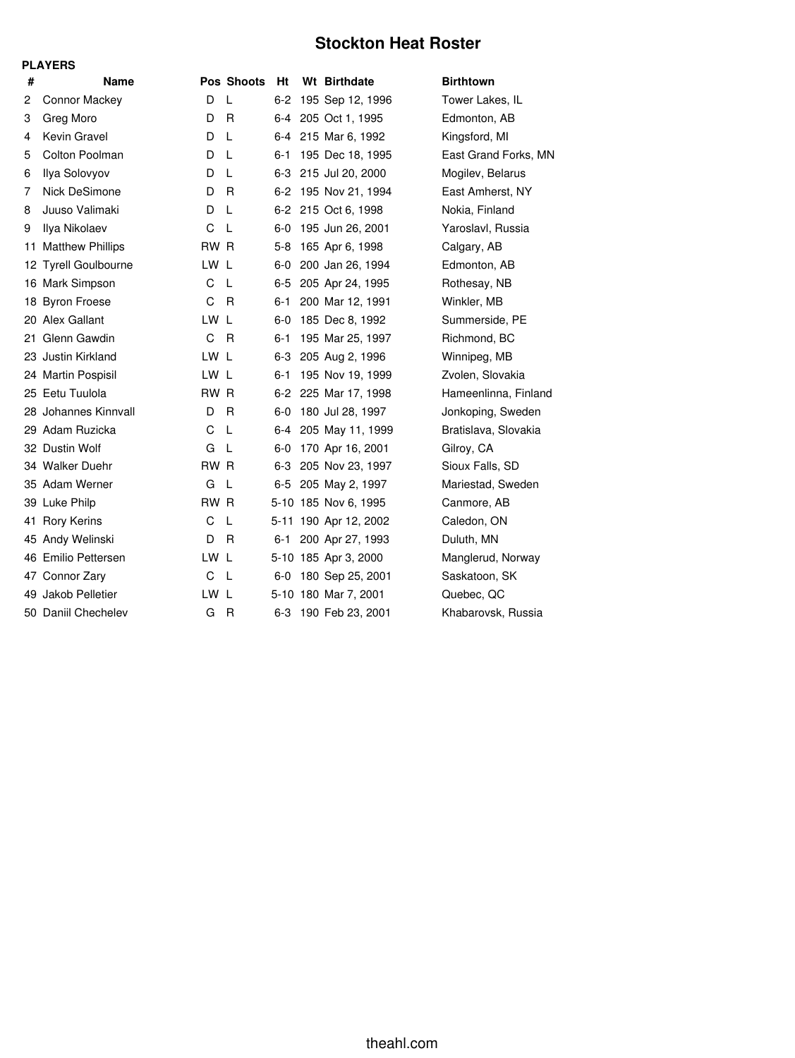# Stockton Heat Roster

**PLAYERS**

| # | Name | Pos | Shoots | Ht | Wt | Birthdate | Birthtown |
|---|---|---|---|---|---|---|---|
| 2 | Connor Mackey | D | L | 6-2 | 195 | Sep 12, 1996 | Tower Lakes, IL |
| 3 | Greg Moro | D | R | 6-4 | 205 | Oct 1, 1995 | Edmonton, AB |
| 4 | Kevin Gravel | D | L | 6-4 | 215 | Mar 6, 1992 | Kingsford, MI |
| 5 | Colton Poolman | D | L | 6-1 | 195 | Dec 18, 1995 | East Grand Forks, MN |
| 6 | Ilya Solovyov | D | L | 6-3 | 215 | Jul 20, 2000 | Mogilev, Belarus |
| 7 | Nick DeSimone | D | R | 6-2 | 195 | Nov 21, 1994 | East Amherst, NY |
| 8 | Juuso Valimaki | D | L | 6-2 | 215 | Oct 6, 1998 | Nokia, Finland |
| 9 | Ilya Nikolaev | C | L | 6-0 | 195 | Jun 26, 2001 | Yaroslavl, Russia |
| 11 | Matthew Phillips | RW | R | 5-8 | 165 | Apr 6, 1998 | Calgary, AB |
| 12 | Tyrell Goulbourne | LW | L | 6-0 | 200 | Jan 26, 1994 | Edmonton, AB |
| 16 | Mark Simpson | C | L | 6-5 | 205 | Apr 24, 1995 | Rothesay, NB |
| 18 | Byron Froese | C | R | 6-1 | 200 | Mar 12, 1991 | Winkler, MB |
| 20 | Alex Gallant | LW | L | 6-0 | 185 | Dec 8, 1992 | Summerside, PE |
| 21 | Glenn Gawdin | C | R | 6-1 | 195 | Mar 25, 1997 | Richmond, BC |
| 23 | Justin Kirkland | LW | L | 6-3 | 205 | Aug 2, 1996 | Winnipeg, MB |
| 24 | Martin Pospisil | LW | L | 6-1 | 195 | Nov 19, 1999 | Zvolen, Slovakia |
| 25 | Eetu Tuulola | RW | R | 6-2 | 225 | Mar 17, 1998 | Hameenlinna, Finland |
| 28 | Johannes Kinnvall | D | R | 6-0 | 180 | Jul 28, 1997 | Jonkoping, Sweden |
| 29 | Adam Ruzicka | C | L | 6-4 | 205 | May 11, 1999 | Bratislava, Slovakia |
| 32 | Dustin Wolf | G | L | 6-0 | 170 | Apr 16, 2001 | Gilroy, CA |
| 34 | Walker Duehr | RW | R | 6-3 | 205 | Nov 23, 1997 | Sioux Falls, SD |
| 35 | Adam Werner | G | L | 6-5 | 205 | May 2, 1997 | Mariestad, Sweden |
| 39 | Luke Philp | RW | R | 5-10 | 185 | Nov 6, 1995 | Canmore, AB |
| 41 | Rory Kerins | C | L | 5-11 | 190 | Apr 12, 2002 | Caledon, ON |
| 45 | Andy Welinski | D | R | 6-1 | 200 | Apr 27, 1993 | Duluth, MN |
| 46 | Emilio Pettersen | LW | L | 5-10 | 185 | Apr 3, 2000 | Manglerud, Norway |
| 47 | Connor Zary | C | L | 6-0 | 180 | Sep 25, 2001 | Saskatoon, SK |
| 49 | Jakob Pelletier | LW | L | 5-10 | 180 | Mar 7, 2001 | Quebec, QC |
| 50 | Daniil Chechelev | G | R | 6-3 | 190 | Feb 23, 2001 | Khabarovsk, Russia |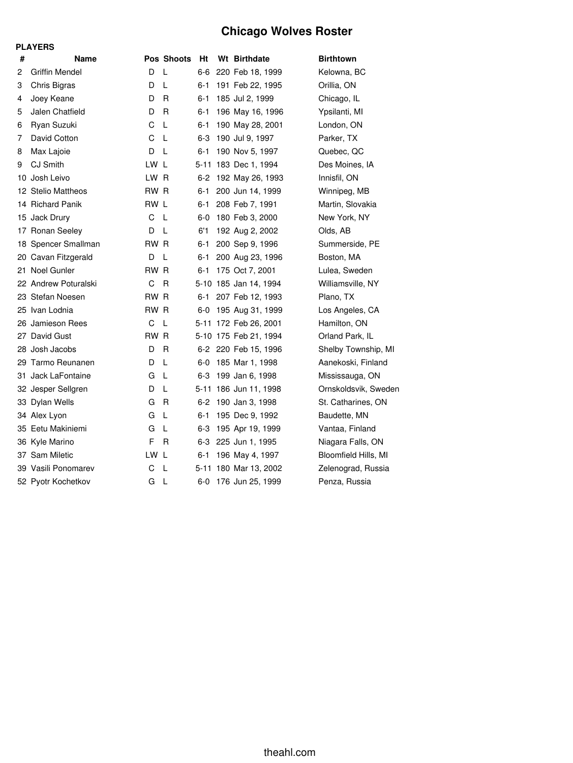# Chicago Wolves Roster

**PLAYERS**

| # | Name | Pos | Shoots | Ht | Wt | Birthdate | Birthtown |
|---|---|---|---|---|---|---|---|
| 2 | Griffin Mendel | D | L | 6-6 | 220 | Feb 18, 1999 | Kelowna, BC |
| 3 | Chris Bigras | D | L | 6-1 | 191 | Feb 22, 1995 | Orillia, ON |
| 4 | Joey Keane | D | R | 6-1 | 185 | Jul 2, 1999 | Chicago, IL |
| 5 | Jalen Chatfield | D | R | 6-1 | 196 | May 16, 1996 | Ypsilanti, MI |
| 6 | Ryan Suzuki | C | L | 6-1 | 190 | May 28, 2001 | London, ON |
| 7 | David Cotton | C | L | 6-3 | 190 | Jul 9, 1997 | Parker, TX |
| 8 | Max Lajoie | D | L | 6-1 | 190 | Nov 5, 1997 | Quebec, QC |
| 9 | CJ Smith | LW | L | 5-11 | 183 | Dec 1, 1994 | Des Moines, IA |
| 10 | Josh Leivo | LW | R | 6-2 | 192 | May 26, 1993 | Innisfil, ON |
| 12 | Stelio Mattheos | RW | R | 6-1 | 200 | Jun 14, 1999 | Winnipeg, MB |
| 14 | Richard Panik | RW | L | 6-1 | 208 | Feb 7, 1991 | Martin, Slovakia |
| 15 | Jack Drury | C | L | 6-0 | 180 | Feb 3, 2000 | New York, NY |
| 17 | Ronan Seeley | D | L | 6'1 | 192 | Aug 2, 2002 | Olds, AB |
| 18 | Spencer Smallman | RW | R | 6-1 | 200 | Sep 9, 1996 | Summerside, PE |
| 20 | Cavan Fitzgerald | D | L | 6-1 | 200 | Aug 23, 1996 | Boston, MA |
| 21 | Noel Gunler | RW | R | 6-1 | 175 | Oct 7, 2001 | Lulea, Sweden |
| 22 | Andrew Poturalski | C | R | 5-10 | 185 | Jan 14, 1994 | Williamsville, NY |
| 23 | Stefan Noesen | RW | R | 6-1 | 207 | Feb 12, 1993 | Plano, TX |
| 25 | Ivan Lodnia | RW | R | 6-0 | 195 | Aug 31, 1999 | Los Angeles, CA |
| 26 | Jamieson Rees | C | L | 5-11 | 172 | Feb 26, 2001 | Hamilton, ON |
| 27 | David Gust | RW | R | 5-10 | 175 | Feb 21, 1994 | Orland Park, IL |
| 28 | Josh Jacobs | D | R | 6-2 | 220 | Feb 15, 1996 | Shelby Township, MI |
| 29 | Tarmo Reunanen | D | L | 6-0 | 185 | Mar 1, 1998 | Aanekoski, Finland |
| 31 | Jack LaFontaine | G | L | 6-3 | 199 | Jan 6, 1998 | Mississauga, ON |
| 32 | Jesper Sellgren | D | L | 5-11 | 186 | Jun 11, 1998 | Ornskoldsvik, Sweden |
| 33 | Dylan Wells | G | R | 6-2 | 190 | Jan 3, 1998 | St. Catharines, ON |
| 34 | Alex Lyon | G | L | 6-1 | 195 | Dec 9, 1992 | Baudette, MN |
| 35 | Eetu Makiniemi | G | L | 6-3 | 195 | Apr 19, 1999 | Vantaa, Finland |
| 36 | Kyle Marino | F | R | 6-3 | 225 | Jun 1, 1995 | Niagara Falls, ON |
| 37 | Sam Miletic | LW | L | 6-1 | 196 | May 4, 1997 | Bloomfield Hills, MI |
| 39 | Vasili Ponomarev | C | L | 5-11 | 180 | Mar 13, 2002 | Zelenograd, Russia |
| 52 | Pyotr Kochetkov | G | L | 6-0 | 176 | Jun 25, 1999 | Penza, Russia |

theahl.com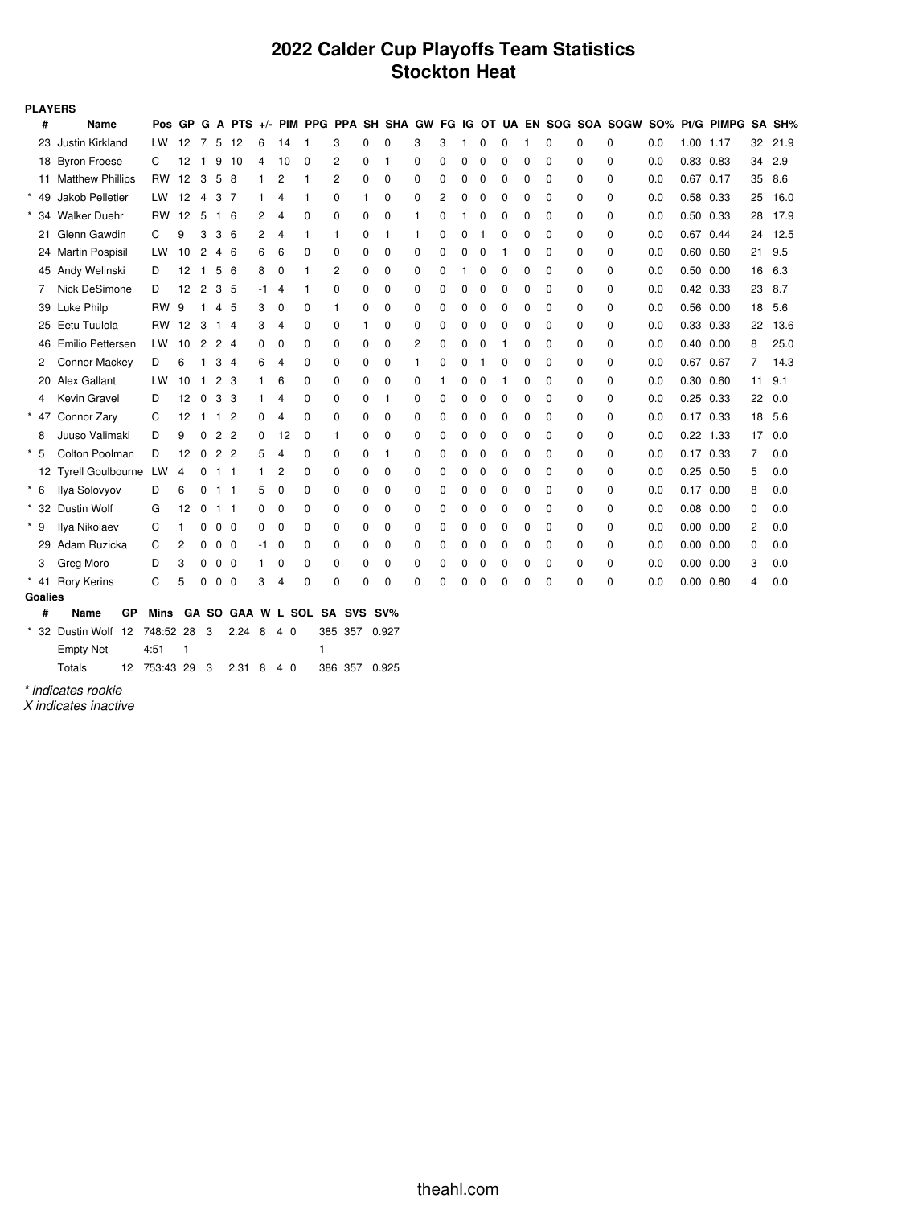# 2022 Calder Cup Playoffs Team Statistics
# Stockton Heat

**PLAYERS**

| | # | Name | Pos | GP | G | A | PTS | +/- | PIM | PPG | PPA | SH | SHA | GW | FG | IG | OT | UA | EN | SOG | SOA | SOGW | SO% | Pt/G | PIMPG | SA | SH% |
|---|---|---|---|---|---|---|---|---|---|---|---|---|---|---|---|---|---|---|---|---|---|---|---|---|---|---|---|
| | 23 | Justin Kirkland | LW | 12 | 7 | 5 | 12 | 6 | 14 | 1 | 3 | 0 | 0 | 3 | 3 | 1 | 0 | 0 | 1 | 0 | 0 | 0 | 0.0 | 1.00 | 1.17 | 32 | 21.9 |
| | 18 | Byron Froese | C | 12 | 1 | 9 | 10 | 4 | 10 | 0 | 2 | 0 | 1 | 0 | 0 | 0 | 0 | 0 | 0 | 0 | 0 | 0 | 0.0 | 0.83 | 0.83 | 34 | 2.9 |
| | 11 | Matthew Phillips | RW | 12 | 3 | 5 | 8 | 1 | 2 | 1 | 2 | 0 | 0 | 0 | 0 | 0 | 0 | 0 | 0 | 0 | 0 | 0 | 0.0 | 0.67 | 0.17 | 35 | 8.6 |
| * | 49 | Jakob Pelletier | LW | 12 | 4 | 3 | 7 | 1 | 4 | 1 | 0 | 1 | 0 | 0 | 2 | 0 | 0 | 0 | 0 | 0 | 0 | 0 | 0.0 | 0.58 | 0.33 | 25 | 16.0 |
| * | 34 | Walker Duehr | RW | 12 | 5 | 1 | 6 | 2 | 4 | 0 | 0 | 0 | 0 | 1 | 0 | 1 | 0 | 0 | 0 | 0 | 0 | 0 | 0.0 | 0.50 | 0.33 | 28 | 17.9 |
| | 21 | Glenn Gawdin | C | 9 | 3 | 3 | 6 | 2 | 4 | 1 | 1 | 0 | 1 | 1 | 0 | 0 | 1 | 0 | 0 | 0 | 0 | 0 | 0.0 | 0.67 | 0.44 | 24 | 12.5 |
| | 24 | Martin Pospisil | LW | 10 | 2 | 4 | 6 | 6 | 6 | 0 | 0 | 0 | 0 | 0 | 0 | 0 | 0 | 1 | 0 | 0 | 0 | 0 | 0.0 | 0.60 | 0.60 | 21 | 9.5 |
| | 45 | Andy Welinski | D | 12 | 1 | 5 | 6 | 8 | 0 | 1 | 2 | 0 | 0 | 0 | 0 | 1 | 0 | 0 | 0 | 0 | 0 | 0 | 0.0 | 0.50 | 0.00 | 16 | 6.3 |
| | 7 | Nick DeSimone | D | 12 | 2 | 3 | 5 | -1 | 4 | 1 | 0 | 0 | 0 | 0 | 0 | 0 | 0 | 0 | 0 | 0 | 0 | 0 | 0.0 | 0.42 | 0.33 | 23 | 8.7 |
| | 39 | Luke Philp | RW | 9 | 1 | 4 | 5 | 3 | 0 | 0 | 1 | 0 | 0 | 0 | 0 | 0 | 0 | 0 | 0 | 0 | 0 | 0 | 0.0 | 0.56 | 0.00 | 18 | 5.6 |
| | 25 | Eetu Tuulola | RW | 12 | 3 | 1 | 4 | 3 | 4 | 0 | 0 | 1 | 0 | 0 | 0 | 0 | 0 | 0 | 0 | 0 | 0 | 0 | 0.0 | 0.33 | 0.33 | 22 | 13.6 |
| | 46 | Emilio Pettersen | LW | 10 | 2 | 2 | 4 | 0 | 0 | 0 | 0 | 0 | 0 | 2 | 0 | 0 | 0 | 1 | 0 | 0 | 0 | 0 | 0.0 | 0.40 | 0.00 | 8 | 25.0 |
| | 2 | Connor Mackey | D | 6 | 1 | 3 | 4 | 6 | 4 | 0 | 0 | 0 | 0 | 1 | 0 | 0 | 1 | 0 | 0 | 0 | 0 | 0 | 0.0 | 0.67 | 0.67 | 7 | 14.3 |
| | 20 | Alex Gallant | LW | 10 | 1 | 2 | 3 | 1 | 6 | 0 | 0 | 0 | 0 | 0 | 1 | 0 | 0 | 1 | 0 | 0 | 0 | 0 | 0.0 | 0.30 | 0.60 | 11 | 9.1 |
| | 4 | Kevin Gravel | D | 12 | 0 | 3 | 3 | 1 | 4 | 0 | 0 | 0 | 1 | 0 | 0 | 0 | 0 | 0 | 0 | 0 | 0 | 0 | 0.0 | 0.25 | 0.33 | 22 | 0.0 |
| * | 47 | Connor Zary | C | 12 | 1 | 1 | 2 | 0 | 4 | 0 | 0 | 0 | 0 | 0 | 0 | 0 | 0 | 0 | 0 | 0 | 0 | 0 | 0.0 | 0.17 | 0.33 | 18 | 5.6 |
| | 8 | Juuso Valimaki | D | 9 | 0 | 2 | 2 | 0 | 12 | 0 | 1 | 0 | 0 | 0 | 0 | 0 | 0 | 0 | 0 | 0 | 0 | 0 | 0.0 | 0.22 | 1.33 | 17 | 0.0 |
| * | 5 | Colton Poolman | D | 12 | 0 | 2 | 2 | 5 | 4 | 0 | 0 | 0 | 1 | 0 | 0 | 0 | 0 | 0 | 0 | 0 | 0 | 0 | 0.0 | 0.17 | 0.33 | 7 | 0.0 |
| | 12 | Tyrell Goulbourne | LW | 4 | 0 | 1 | 1 | 1 | 2 | 0 | 0 | 0 | 0 | 0 | 0 | 0 | 0 | 0 | 0 | 0 | 0 | 0 | 0.0 | 0.25 | 0.50 | 5 | 0.0 |
| * | 6 | Ilya Solovyov | D | 6 | 0 | 1 | 1 | 5 | 0 | 0 | 0 | 0 | 0 | 0 | 0 | 0 | 0 | 0 | 0 | 0 | 0 | 0 | 0.0 | 0.17 | 0.00 | 8 | 0.0 |
| * | 32 | Dustin Wolf | G | 12 | 0 | 1 | 1 | 0 | 0 | 0 | 0 | 0 | 0 | 0 | 0 | 0 | 0 | 0 | 0 | 0 | 0 | 0 | 0.0 | 0.08 | 0.00 | 0 | 0.0 |
| * | 9 | Ilya Nikolaev | C | 1 | 0 | 0 | 0 | 0 | 0 | 0 | 0 | 0 | 0 | 0 | 0 | 0 | 0 | 0 | 0 | 0 | 0 | 0 | 0.0 | 0.00 | 0.00 | 2 | 0.0 |
| | 29 | Adam Ruzicka | C | 2 | 0 | 0 | 0 | -1 | 0 | 0 | 0 | 0 | 0 | 0 | 0 | 0 | 0 | 0 | 0 | 0 | 0 | 0 | 0.0 | 0.00 | 0.00 | 0 | 0.0 |
| | 3 | Greg Moro | D | 3 | 0 | 0 | 0 | 1 | 0 | 0 | 0 | 0 | 0 | 0 | 0 | 0 | 0 | 0 | 0 | 0 | 0 | 0 | 0.0 | 0.00 | 0.00 | 3 | 0.0 |
| * | 41 | Rory Kerins | C | 5 | 0 | 0 | 0 | 3 | 4 | 0 | 0 | 0 | 0 | 0 | 0 | 0 | 0 | 0 | 0 | 0 | 0 | 0 | 0.0 | 0.00 | 0.80 | 4 | 0.0 |

**Goalies**

| | # | Name | GP | Mins | GA | SO | GAA | W | L | SOL | SA | SVS | SV% |
|---|---|---|---|---|---|---|---|---|---|---|---|---|---|
| * | 32 | Dustin Wolf | 12 | 748:52 | 28 | 3 | 2.24 | 8 | 4 | 0 | 385 | 357 | 0.927 |
| | | Empty Net | | 4:51 | 1 | | | | | | 1 | | |
| | | Totals | 12 | 753:43 | 29 | 3 | 2.31 | 8 | 4 | 0 | 386 | 357 | 0.925 |

*\* indicates rookie*
*X indicates inactive*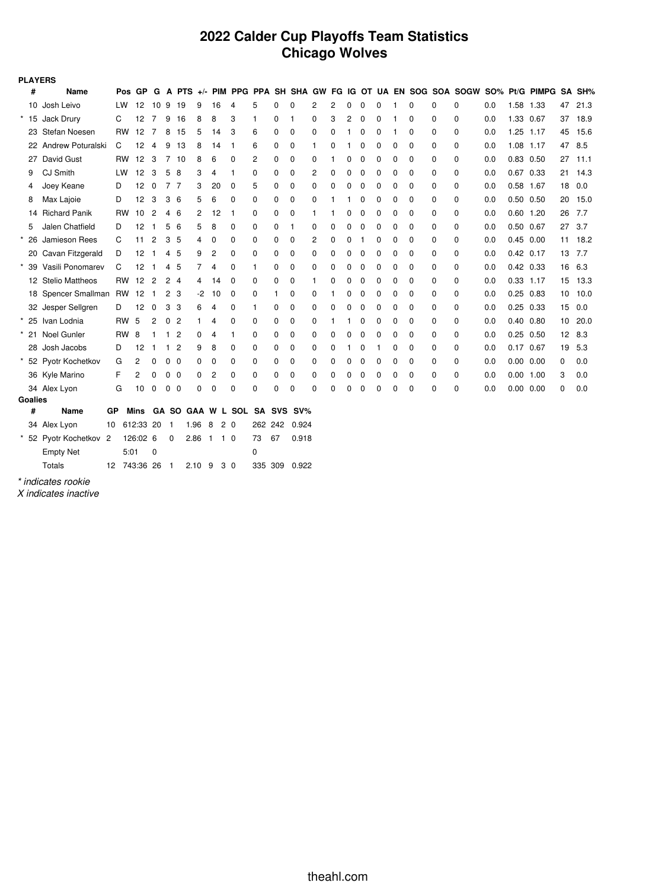# 2022 Calder Cup Playoffs Team Statistics
# Chicago Wolves

**PLAYERS**

| | # | Name | Pos | GP | G | A | PTS | +/- | PIM | PPG | PPA | SH | SHA | GW | FG | IG | OT | UA | EN | SOG | SOA | SOGW | SO% | Pt/G | PIMPG | SA | SH% |
|---|---|---|---|---|---|---|---|---|---|---|---|---|---|---|---|---|---|---|---|---|---|---|---|---|---|---|---|
| | 10 | Josh Leivo | LW | 12 | 10 | 9 | 19 | 9 | 16 | 4 | 5 | 0 | 0 | 2 | 2 | 0 | 0 | 0 | 1 | 0 | 0 | 0 | 0.0 | 1.58 | 1.33 | 47 | 21.3 |
| * | 15 | Jack Drury | C | 12 | 7 | 9 | 16 | 8 | 8 | 3 | 1 | 0 | 1 | 0 | 3 | 2 | 0 | 0 | 1 | 0 | 0 | 0 | 0.0 | 1.33 | 0.67 | 37 | 18.9 |
| | 23 | Stefan Noesen | RW | 12 | 7 | 8 | 15 | 5 | 14 | 3 | 6 | 0 | 0 | 0 | 0 | 1 | 0 | 0 | 1 | 0 | 0 | 0 | 0.0 | 1.25 | 1.17 | 45 | 15.6 |
| | 22 | Andrew Poturalski | C | 12 | 4 | 9 | 13 | 8 | 14 | 1 | 6 | 0 | 0 | 1 | 0 | 1 | 0 | 0 | 0 | 0 | 0 | 0 | 0.0 | 1.08 | 1.17 | 47 | 8.5 |
| | 27 | David Gust | RW | 12 | 3 | 7 | 10 | 8 | 6 | 0 | 2 | 0 | 0 | 0 | 1 | 0 | 0 | 0 | 0 | 0 | 0 | 0 | 0.0 | 0.83 | 0.50 | 27 | 11.1 |
| | 9 | CJ Smith | LW | 12 | 3 | 5 | 8 | 3 | 4 | 1 | 0 | 0 | 0 | 2 | 0 | 0 | 0 | 0 | 0 | 0 | 0 | 0 | 0.0 | 0.67 | 0.33 | 21 | 14.3 |
| | 4 | Joey Keane | D | 12 | 0 | 7 | 7 | 3 | 20 | 0 | 5 | 0 | 0 | 0 | 0 | 0 | 0 | 0 | 0 | 0 | 0 | 0 | 0.0 | 0.58 | 1.67 | 18 | 0.0 |
| | 8 | Max Lajoie | D | 12 | 3 | 3 | 6 | 5 | 6 | 0 | 0 | 0 | 0 | 0 | 1 | 1 | 0 | 0 | 0 | 0 | 0 | 0 | 0.0 | 0.50 | 0.50 | 20 | 15.0 |
| | 14 | Richard Panik | RW | 10 | 2 | 4 | 6 | 2 | 12 | 1 | 0 | 0 | 0 | 1 | 1 | 0 | 0 | 0 | 0 | 0 | 0 | 0 | 0.0 | 0.60 | 1.20 | 26 | 7.7 |
| | 5 | Jalen Chatfield | D | 12 | 1 | 5 | 6 | 5 | 8 | 0 | 0 | 0 | 1 | 0 | 0 | 0 | 0 | 0 | 0 | 0 | 0 | 0 | 0.0 | 0.50 | 0.67 | 27 | 3.7 |
| * | 26 | Jamieson Rees | C | 11 | 2 | 3 | 5 | 4 | 0 | 0 | 0 | 0 | 0 | 2 | 0 | 0 | 1 | 0 | 0 | 0 | 0 | 0 | 0.0 | 0.45 | 0.00 | 11 | 18.2 |
| | 20 | Cavan Fitzgerald | D | 12 | 1 | 4 | 5 | 9 | 2 | 0 | 0 | 0 | 0 | 0 | 0 | 0 | 0 | 0 | 0 | 0 | 0 | 0 | 0.0 | 0.42 | 0.17 | 13 | 7.7 |
| * | 39 | Vasili Ponomarev | C | 12 | 1 | 4 | 5 | 7 | 4 | 0 | 1 | 0 | 0 | 0 | 0 | 0 | 0 | 0 | 0 | 0 | 0 | 0 | 0.0 | 0.42 | 0.33 | 16 | 6.3 |
| | 12 | Stelio Mattheos | RW | 12 | 2 | 2 | 4 | 4 | 14 | 0 | 0 | 0 | 0 | 1 | 0 | 0 | 0 | 0 | 0 | 0 | 0 | 0 | 0.0 | 0.33 | 1.17 | 15 | 13.3 |
| | 18 | Spencer Smallman | RW | 12 | 1 | 2 | 3 | -2 | 10 | 0 | 0 | 1 | 0 | 0 | 1 | 0 | 0 | 0 | 0 | 0 | 0 | 0 | 0.0 | 0.25 | 0.83 | 10 | 10.0 |
| | 32 | Jesper Sellgren | D | 12 | 0 | 3 | 3 | 6 | 4 | 0 | 1 | 0 | 0 | 0 | 0 | 0 | 0 | 0 | 0 | 0 | 0 | 0 | 0.0 | 0.25 | 0.33 | 15 | 0.0 |
| * | 25 | Ivan Lodnia | RW | 5 | 2 | 0 | 2 | 1 | 4 | 0 | 0 | 0 | 0 | 0 | 1 | 1 | 0 | 0 | 0 | 0 | 0 | 0 | 0.0 | 0.40 | 0.80 | 10 | 20.0 |
| * | 21 | Noel Gunler | RW | 8 | 1 | 1 | 2 | 0 | 4 | 1 | 0 | 0 | 0 | 0 | 0 | 0 | 0 | 0 | 0 | 0 | 0 | 0 | 0.0 | 0.25 | 0.50 | 12 | 8.3 |
| | 28 | Josh Jacobs | D | 12 | 1 | 1 | 2 | 9 | 8 | 0 | 0 | 0 | 0 | 0 | 0 | 1 | 0 | 1 | 0 | 0 | 0 | 0 | 0.0 | 0.17 | 0.67 | 19 | 5.3 |
| * | 52 | Pyotr Kochetkov | G | 2 | 0 | 0 | 0 | 0 | 0 | 0 | 0 | 0 | 0 | 0 | 0 | 0 | 0 | 0 | 0 | 0 | 0 | 0 | 0.0 | 0.00 | 0.00 | 0 | 0.0 |
| | 36 | Kyle Marino | F | 2 | 0 | 0 | 0 | 0 | 2 | 0 | 0 | 0 | 0 | 0 | 0 | 0 | 0 | 0 | 0 | 0 | 0 | 0 | 0.0 | 0.00 | 1.00 | 3 | 0.0 |
| | 34 | Alex Lyon | G | 10 | 0 | 0 | 0 | 0 | 0 | 0 | 0 | 0 | 0 | 0 | 0 | 0 | 0 | 0 | 0 | 0 | 0 | 0 | 0.0 | 0.00 | 0.00 | 0 | 0.0 |

**Goalies**

| | # | Name | GP | Mins | GA | SO | GAA | W | L | SOL | SA | SVS | SV% |
|---|---|---|---|---|---|---|---|---|---|---|---|---|---|
| | 34 | Alex Lyon | 10 | 612:33 | 20 | 1 | 1.96 | 8 | 2 | 0 | 262 | 242 | 0.924 |
| * | 52 | Pyotr Kochetkov | 2 | 126:02 | 6 | 0 | 2.86 | 1 | 1 | 0 | 73 | 67 | 0.918 |
| | | Empty Net | | 5:01 | 0 | | | | | | 0 | | |
| | | Totals | 12 | 743:36 | 26 | 1 | 2.10 | 9 | 3 | 0 | 335 | 309 | 0.922 |

*\* indicates rookie*

*X indicates inactive*

theahl.com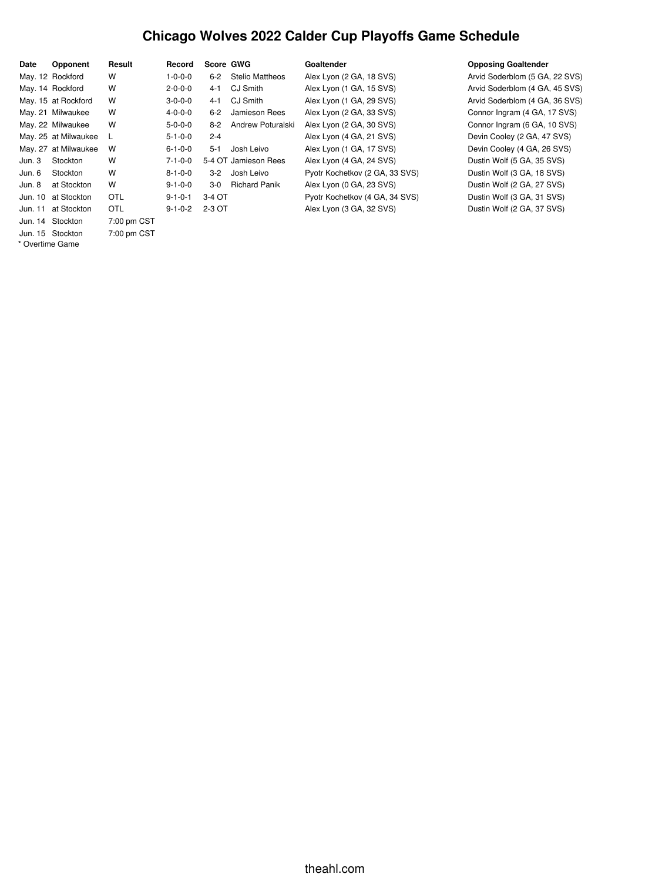# Chicago Wolves 2022 Calder Cup Playoffs Game Schedule

| Date | Opponent | Result | Record | Score | GWG | Goaltender | Opposing Goaltender |
|---|---|---|---|---|---|---|---|
| May. 12 | Rockford | W | 1-0-0-0 | 6-2 | Stelio Mattheos | Alex Lyon (2 GA, 18 SVS) | Arvid Soderblom (5 GA, 22 SVS) |
| May. 14 | Rockford | W | 2-0-0-0 | 4-1 | CJ Smith | Alex Lyon (1 GA, 15 SVS) | Arvid Soderblom (4 GA, 45 SVS) |
| May. 15 | at Rockford | W | 3-0-0-0 | 4-1 | CJ Smith | Alex Lyon (1 GA, 29 SVS) | Arvid Soderblom (4 GA, 36 SVS) |
| May. 21 | Milwaukee | W | 4-0-0-0 | 6-2 | Jamieson Rees | Alex Lyon (2 GA, 33 SVS) | Connor Ingram (4 GA, 17 SVS) |
| May. 22 | Milwaukee | W | 5-0-0-0 | 8-2 | Andrew Poturalski | Alex Lyon (2 GA, 30 SVS) | Connor Ingram (6 GA, 10 SVS) |
| May. 25 | at Milwaukee | L | 5-1-0-0 | 2-4 | | Alex Lyon (4 GA, 21 SVS) | Devin Cooley (2 GA, 47 SVS) |
| May. 27 | at Milwaukee | W | 6-1-0-0 | 5-1 | Josh Leivo | Alex Lyon (1 GA, 17 SVS) | Devin Cooley (4 GA, 26 SVS) |
| Jun. 3 | Stockton | W | 7-1-0-0 | 5-4 OT | Jamieson Rees | Alex Lyon (4 GA, 24 SVS) | Dustin Wolf (5 GA, 35 SVS) |
| Jun. 6 | Stockton | W | 8-1-0-0 | 3-2 | Josh Leivo | Pyotr Kochetkov (2 GA, 33 SVS) | Dustin Wolf (3 GA, 18 SVS) |
| Jun. 8 | at Stockton | W | 9-1-0-0 | 3-0 | Richard Panik | Alex Lyon (0 GA, 23 SVS) | Dustin Wolf (2 GA, 27 SVS) |
| Jun. 10 | at Stockton | OTL | 9-1-0-1 | 3-4 OT | | Pyotr Kochetkov (4 GA, 34 SVS) | Dustin Wolf (3 GA, 31 SVS) |
| Jun. 11 | at Stockton | OTL | 9-1-0-2 | 2-3 OT | | Alex Lyon (3 GA, 32 SVS) | Dustin Wolf (2 GA, 37 SVS) |
| Jun. 14 | Stockton | 7:00 pm CST | | | | | |
| Jun. 15 | Stockton | 7:00 pm CST | | | | | |

* Overtime Game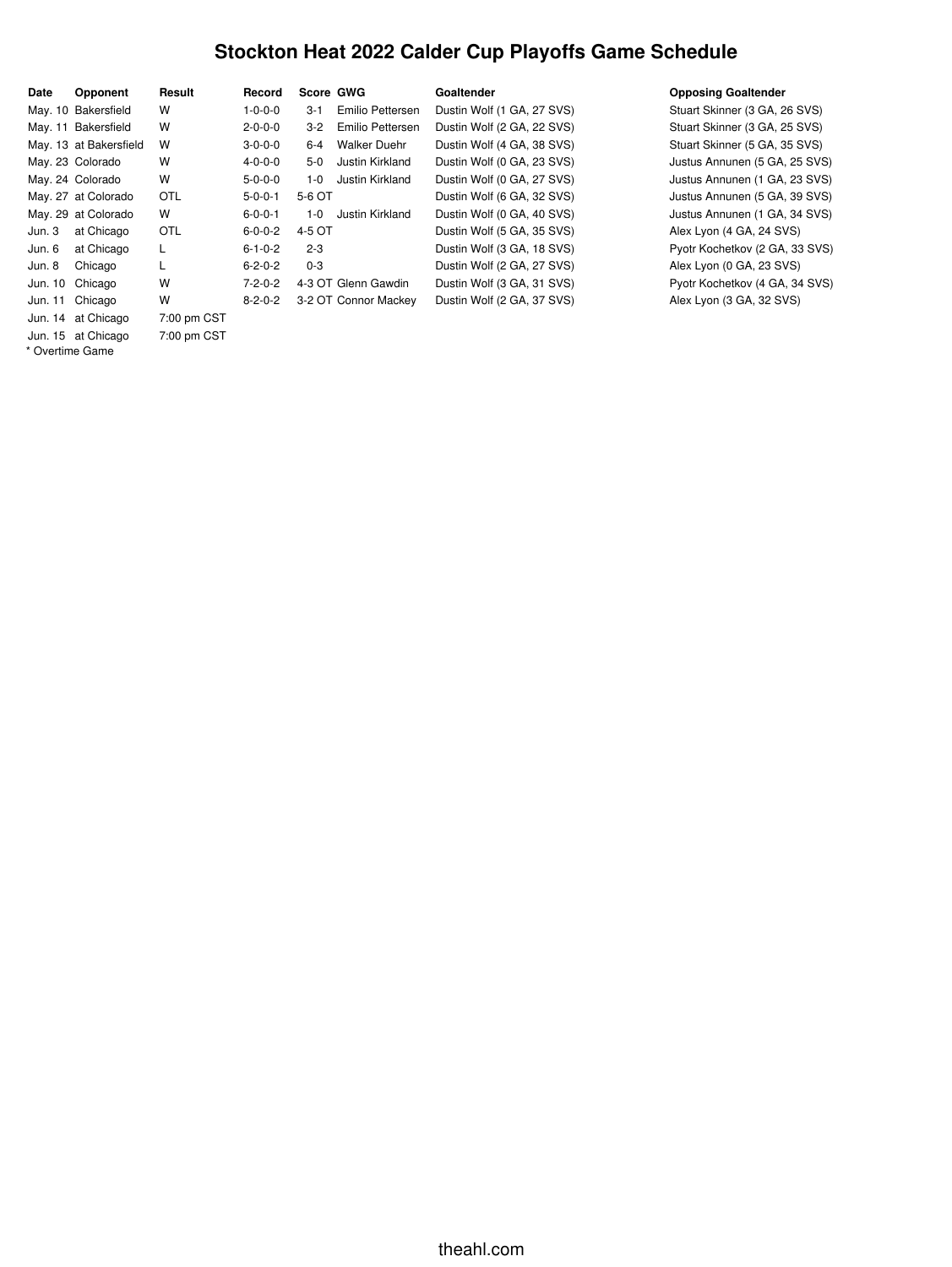# Stockton Heat 2022 Calder Cup Playoffs Game Schedule

| Date | Opponent | Result | Record | Score | GWG | Goaltender | Opposing Goaltender |
|---|---|---|---|---|---|---|---|
| May. 10 | Bakersfield | W | 1-0-0-0 | 3-1 | Emilio Pettersen | Dustin Wolf (1 GA, 27 SVS) | Stuart Skinner (3 GA, 26 SVS) |
| May. 11 | Bakersfield | W | 2-0-0-0 | 3-2 | Emilio Pettersen | Dustin Wolf (2 GA, 22 SVS) | Stuart Skinner (3 GA, 25 SVS) |
| May. 13 | at Bakersfield | W | 3-0-0-0 | 6-4 | Walker Duehr | Dustin Wolf (4 GA, 38 SVS) | Stuart Skinner (5 GA, 35 SVS) |
| May. 23 | Colorado | W | 4-0-0-0 | 5-0 | Justin Kirkland | Dustin Wolf (0 GA, 23 SVS) | Justus Annunen (5 GA, 25 SVS) |
| May. 24 | Colorado | W | 5-0-0-0 | 1-0 | Justin Kirkland | Dustin Wolf (0 GA, 27 SVS) | Justus Annunen (1 GA, 23 SVS) |
| May. 27 | at Colorado | OTL | 5-0-0-1 | 5-6 OT | | Dustin Wolf (6 GA, 32 SVS) | Justus Annunen (5 GA, 39 SVS) |
| May. 29 | at Colorado | W | 6-0-0-1 | 1-0 | Justin Kirkland | Dustin Wolf (0 GA, 40 SVS) | Justus Annunen (1 GA, 34 SVS) |
| Jun. 3 | at Chicago | OTL | 6-0-0-2 | 4-5 OT | | Dustin Wolf (5 GA, 35 SVS) | Alex Lyon (4 GA, 24 SVS) |
| Jun. 6 | at Chicago | L | 6-1-0-2 | 2-3 | | Dustin Wolf (3 GA, 18 SVS) | Pyotr Kochetkov (2 GA, 33 SVS) |
| Jun. 8 | Chicago | L | 6-2-0-2 | 0-3 | | Dustin Wolf (2 GA, 27 SVS) | Alex Lyon (0 GA, 23 SVS) |
| Jun. 10 | Chicago | W | 7-2-0-2 | 4-3 OT | Glenn Gawdin | Dustin Wolf (3 GA, 31 SVS) | Pyotr Kochetkov (4 GA, 34 SVS) |
| Jun. 11 | Chicago | W | 8-2-0-2 | 3-2 OT | Connor Mackey | Dustin Wolf (2 GA, 37 SVS) | Alex Lyon (3 GA, 32 SVS) |
| Jun. 14 | at Chicago | 7:00 pm CST | | | | | |
| Jun. 15 | at Chicago | 7:00 pm CST | | | | | |

\* Overtime Game

theahl.com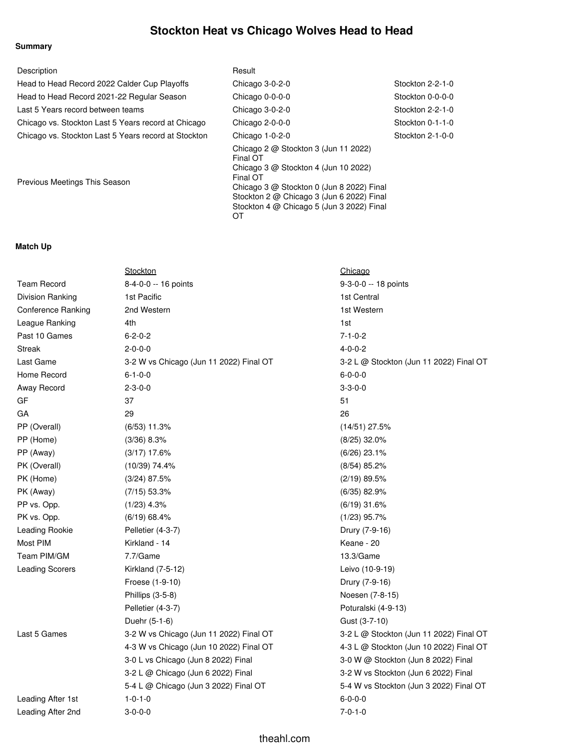# Stockton Heat vs Chicago Wolves Head to Head

### Summary

| Description | Result | |
|---|---|---|
| Head to Head Record 2022 Calder Cup Playoffs | Chicago 3-0-2-0 | Stockton 2-2-1-0 |
| Head to Head Record 2021-22 Regular Season | Chicago 0-0-0-0 | Stockton 0-0-0-0 |
| Last 5 Years record between teams | Chicago 3-0-2-0 | Stockton 2-2-1-0 |
| Chicago vs. Stockton Last 5 Years record at Chicago | Chicago 2-0-0-0 | Stockton 0-1-1-0 |
| Chicago vs. Stockton Last 5 Years record at Stockton | Chicago 1-0-2-0 | Stockton 2-1-0-0 |
| Previous Meetings This Season | Chicago 2 @ Stockton 3 (Jun 11 2022) Final OT<br>Chicago 3 @ Stockton 4 (Jun 10 2022) Final OT<br>Chicago 3 @ Stockton 0 (Jun 8 2022) Final<br>Stockton 2 @ Chicago 3 (Jun 6 2022) Final<br>Stockton 4 @ Chicago 5 (Jun 3 2022) Final OT | |

### Match Up

| | Stockton | Chicago |
|---|---|---|
| Team Record | 8-4-0-0 -- 16 points | 9-3-0-0 -- 18 points |
| Division Ranking | 1st Pacific | 1st Central |
| Conference Ranking | 2nd Western | 1st Western |
| League Ranking | 4th | 1st |
| Past 10 Games | 6-2-0-2 | 7-1-0-2 |
| Streak | 2-0-0-0 | 4-0-0-2 |
| Last Game | 3-2 W vs Chicago (Jun 11 2022) Final OT | 3-2 L @ Stockton (Jun 11 2022) Final OT |
| Home Record | 6-1-0-0 | 6-0-0-0 |
| Away Record | 2-3-0-0 | 3-3-0-0 |
| GF | 37 | 51 |
| GA | 29 | 26 |
| PP (Overall) | (6/53) 11.3% | (14/51) 27.5% |
| PP (Home) | (3/36) 8.3% | (8/25) 32.0% |
| PP (Away) | (3/17) 17.6% | (6/26) 23.1% |
| PK (Overall) | (10/39) 74.4% | (8/54) 85.2% |
| PK (Home) | (3/24) 87.5% | (2/19) 89.5% |
| PK (Away) | (7/15) 53.3% | (6/35) 82.9% |
| PP vs. Opp. | (1/23) 4.3% | (6/19) 31.6% |
| PK vs. Opp. | (6/19) 68.4% | (1/23) 95.7% |
| Leading Rookie | Pelletier (4-3-7) | Drury (7-9-16) |
| Most PIM | Kirkland - 14 | Keane - 20 |
| Team PIM/GM | 7.7/Game | 13.3/Game |
| Leading Scorers | Kirkland (7-5-12) | Leivo (10-9-19) |
| | Froese (1-9-10) | Drury (7-9-16) |
| | Phillips (3-5-8) | Noesen (7-8-15) |
| | Pelletier (4-3-7) | Poturalski (4-9-13) |
| | Duehr (5-1-6) | Gust (3-7-10) |
| Last 5 Games | 3-2 W vs Chicago (Jun 11 2022) Final OT | 3-2 L @ Stockton (Jun 11 2022) Final OT |
| | 4-3 W vs Chicago (Jun 10 2022) Final OT | 4-3 L @ Stockton (Jun 10 2022) Final OT |
| | 3-0 L vs Chicago (Jun 8 2022) Final | 3-0 W @ Stockton (Jun 8 2022) Final |
| | 3-2 L @ Chicago (Jun 6 2022) Final | 3-2 W vs Stockton (Jun 6 2022) Final |
| | 5-4 L @ Chicago (Jun 3 2022) Final OT | 5-4 W vs Stockton (Jun 3 2022) Final OT |
| Leading After 1st | 1-0-1-0 | 6-0-0-0 |
| Leading After 2nd | 3-0-0-0 | 7-0-1-0 |

theahl.com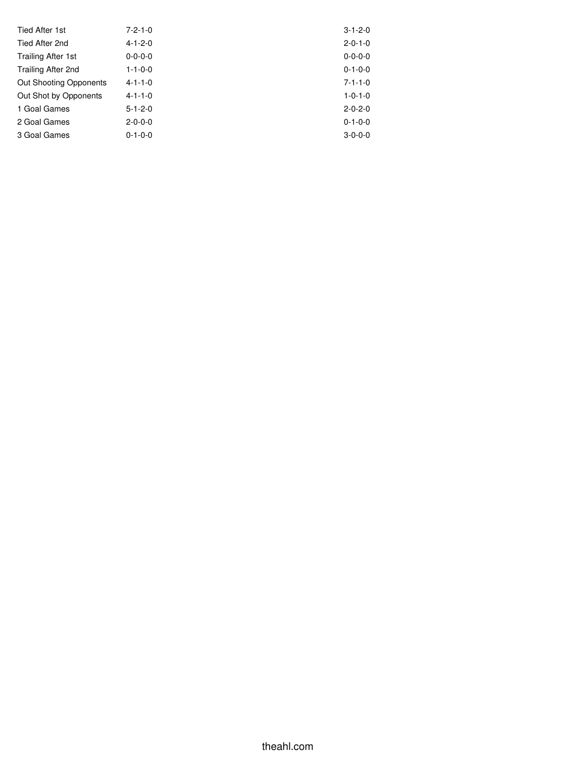| | | |
|---|---|---|
| Tied After 1st | 7-2-1-0 | 3-1-2-0 |
| Tied After 2nd | 4-1-2-0 | 2-0-1-0 |
| Trailing After 1st | 0-0-0-0 | 0-0-0-0 |
| Trailing After 2nd | 1-1-0-0 | 0-1-0-0 |
| Out Shooting Opponents | 4-1-1-0 | 7-1-1-0 |
| Out Shot by Opponents | 4-1-1-0 | 1-0-1-0 |
| 1 Goal Games | 5-1-2-0 | 2-0-2-0 |
| 2 Goal Games | 2-0-0-0 | 0-1-0-0 |
| 3 Goal Games | 0-1-0-0 | 3-0-0-0 |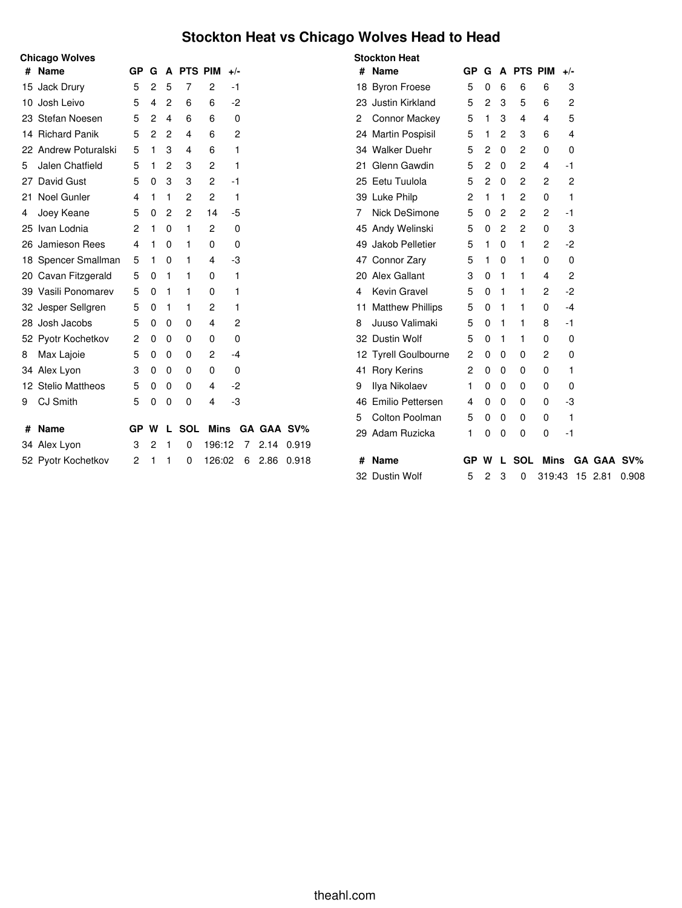# Stockton Heat vs Chicago Wolves Head to Head

### Chicago Wolves

| # | Name | GP | G | A | PTS | PIM | +/- |
|---|---|---|---|---|---|---|---|
| 15 | Jack Drury | 5 | 2 | 5 | 7 | 2 | -1 |
| 10 | Josh Leivo | 5 | 4 | 2 | 6 | 6 | -2 |
| 23 | Stefan Noesen | 5 | 2 | 4 | 6 | 6 | 0 |
| 14 | Richard Panik | 5 | 2 | 2 | 4 | 6 | 2 |
| 22 | Andrew Poturalski | 5 | 1 | 3 | 4 | 6 | 1 |
| 5 | Jalen Chatfield | 5 | 1 | 2 | 3 | 2 | 1 |
| 27 | David Gust | 5 | 0 | 3 | 3 | 2 | -1 |
| 21 | Noel Gunler | 4 | 1 | 1 | 2 | 2 | 1 |
| 4 | Joey Keane | 5 | 0 | 2 | 2 | 14 | -5 |
| 25 | Ivan Lodnia | 2 | 1 | 0 | 1 | 2 | 0 |
| 26 | Jamieson Rees | 4 | 1 | 0 | 1 | 0 | 0 |
| 18 | Spencer Smallman | 5 | 1 | 0 | 1 | 4 | -3 |
| 20 | Cavan Fitzgerald | 5 | 0 | 1 | 1 | 0 | 1 |
| 39 | Vasili Ponomarev | 5 | 0 | 1 | 1 | 0 | 1 |
| 32 | Jesper Sellgren | 5 | 0 | 1 | 1 | 2 | 1 |
| 28 | Josh Jacobs | 5 | 0 | 0 | 0 | 4 | 2 |
| 52 | Pyotr Kochetkov | 2 | 0 | 0 | 0 | 0 | 0 |
| 8 | Max Lajoie | 5 | 0 | 0 | 0 | 2 | -4 |
| 34 | Alex Lyon | 3 | 0 | 0 | 0 | 0 | 0 |
| 12 | Stelio Mattheos | 5 | 0 | 0 | 0 | 4 | -2 |
| 9 | CJ Smith | 5 | 0 | 0 | 0 | 4 | -3 |

| # | Name | GP | W | L | SOL | Mins | GA | GAA | SV% |
|---|---|---|---|---|---|---|---|---|---|
| 34 | Alex Lyon | 3 | 2 | 1 | 0 | 196:12 | 7 | 2.14 | 0.919 |
| 52 | Pyotr Kochetkov | 2 | 1 | 1 | 0 | 126:02 | 6 | 2.86 | 0.918 |

### Stockton Heat

| # | Name | GP | G | A | PTS | PIM | +/- |
|---|---|---|---|---|---|---|---|
| 18 | Byron Froese | 5 | 0 | 6 | 6 | 6 | 3 |
| 23 | Justin Kirkland | 5 | 2 | 3 | 5 | 6 | 2 |
| 2 | Connor Mackey | 5 | 1 | 3 | 4 | 4 | 5 |
| 24 | Martin Pospisil | 5 | 1 | 2 | 3 | 6 | 4 |
| 34 | Walker Duehr | 5 | 2 | 0 | 2 | 0 | 0 |
| 21 | Glenn Gawdin | 5 | 2 | 0 | 2 | 4 | -1 |
| 25 | Eetu Tuulola | 5 | 2 | 0 | 2 | 2 | 2 |
| 39 | Luke Philp | 2 | 1 | 1 | 2 | 0 | 1 |
| 7 | Nick DeSimone | 5 | 0 | 2 | 2 | 2 | -1 |
| 45 | Andy Welinski | 5 | 0 | 2 | 2 | 0 | 3 |
| 49 | Jakob Pelletier | 5 | 1 | 0 | 1 | 2 | -2 |
| 47 | Connor Zary | 5 | 1 | 0 | 1 | 0 | 0 |
| 20 | Alex Gallant | 3 | 0 | 1 | 1 | 4 | 2 |
| 4 | Kevin Gravel | 5 | 0 | 1 | 1 | 2 | -2 |
| 11 | Matthew Phillips | 5 | 0 | 1 | 1 | 0 | -4 |
| 8 | Juuso Valimaki | 5 | 0 | 1 | 1 | 8 | -1 |
| 32 | Dustin Wolf | 5 | 0 | 1 | 1 | 0 | 0 |
| 12 | Tyrell Goulbourne | 2 | 0 | 0 | 0 | 2 | 0 |
| 41 | Rory Kerins | 2 | 0 | 0 | 0 | 0 | 1 |
| 9 | Ilya Nikolaev | 1 | 0 | 0 | 0 | 0 | 0 |
| 46 | Emilio Pettersen | 4 | 0 | 0 | 0 | 0 | -3 |
| 5 | Colton Poolman | 5 | 0 | 0 | 0 | 0 | 1 |
| 29 | Adam Ruzicka | 1 | 0 | 0 | 0 | 0 | -1 |

| # | Name | GP | W | L | SOL | Mins | GA | GAA | SV% |
|---|---|---|---|---|---|---|---|---|---|
| 32 | Dustin Wolf | 5 | 2 | 3 | 0 | 319:43 | 15 | 2.81 | 0.908 |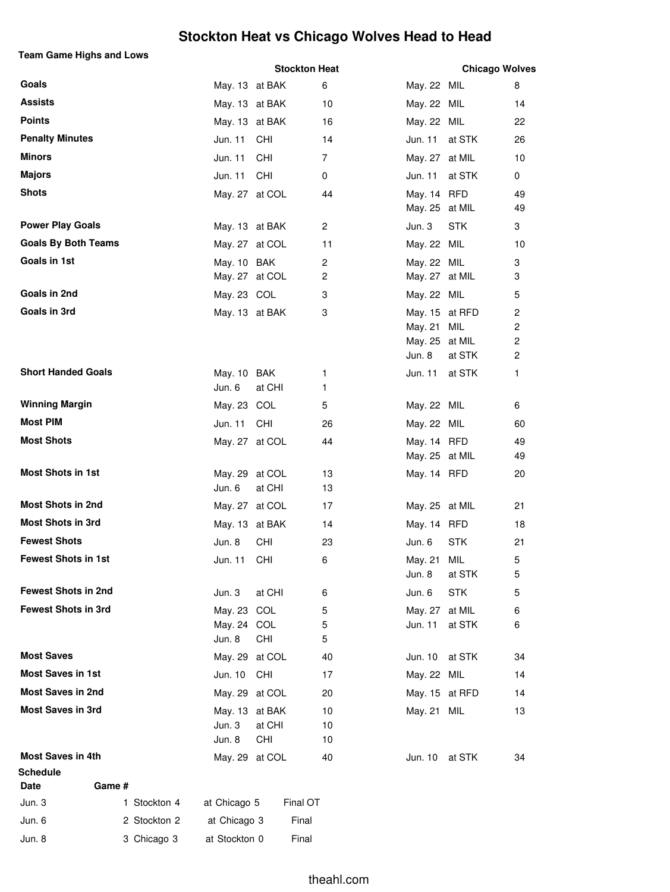# Stockton Heat vs Chicago Wolves Head to Head

**Team Game Highs and Lows**

| | Stockton Heat | | | Chicago Wolves | | |
|---|---|---|---|---|---|---|
| **Goals** | May. 13 | at BAK | 6 | May. 22 | MIL | 8 |
| **Assists** | May. 13 | at BAK | 10 | May. 22 | MIL | 14 |
| **Points** | May. 13 | at BAK | 16 | May. 22 | MIL | 22 |
| **Penalty Minutes** | Jun. 11 | CHI | 14 | Jun. 11 | at STK | 26 |
| **Minors** | Jun. 11 | CHI | 7 | May. 27 | at MIL | 10 |
| **Majors** | Jun. 11 | CHI | 0 | Jun. 11 | at STK | 0 |
| **Shots** | May. 27 | at COL | 44 | May. 14 | RFD | 49 |
| | | | | May. 25 | at MIL | 49 |
| **Power Play Goals** | May. 13 | at BAK | 2 | Jun. 3 | STK | 3 |
| **Goals By Both Teams** | May. 27 | at COL | 11 | May. 22 | MIL | 10 |
| **Goals in 1st** | May. 10 | BAK | 2 | May. 22 | MIL | 3 |
| | May. 27 | at COL | 2 | May. 27 | at MIL | 3 |
| **Goals in 2nd** | May. 23 | COL | 3 | May. 22 | MIL | 5 |
| **Goals in 3rd** | May. 13 | at BAK | 3 | May. 15 | at RFD | 2 |
| | | | | May. 21 | MIL | 2 |
| | | | | May. 25 | at MIL | 2 |
| | | | | Jun. 8 | at STK | 2 |
| **Short Handed Goals** | May. 10 | BAK | 1 | Jun. 11 | at STK | 1 |
| | Jun. 6 | at CHI | 1 | | | |
| **Winning Margin** | May. 23 | COL | 5 | May. 22 | MIL | 6 |
| **Most PIM** | Jun. 11 | CHI | 26 | May. 22 | MIL | 60 |
| **Most Shots** | May. 27 | at COL | 44 | May. 14 | RFD | 49 |
| | | | | May. 25 | at MIL | 49 |
| **Most Shots in 1st** | May. 29 | at COL | 13 | May. 14 | RFD | 20 |
| | Jun. 6 | at CHI | 13 | | | |
| **Most Shots in 2nd** | May. 27 | at COL | 17 | May. 25 | at MIL | 21 |
| **Most Shots in 3rd** | May. 13 | at BAK | 14 | May. 14 | RFD | 18 |
| **Fewest Shots** | Jun. 8 | CHI | 23 | Jun. 6 | STK | 21 |
| **Fewest Shots in 1st** | Jun. 11 | CHI | 6 | May. 21 | MIL | 5 |
| | | | | Jun. 8 | at STK | 5 |
| **Fewest Shots in 2nd** | Jun. 3 | at CHI | 6 | Jun. 6 | STK | 5 |
| **Fewest Shots in 3rd** | May. 23 | COL | 5 | May. 27 | at MIL | 6 |
| | May. 24 | COL | 5 | Jun. 11 | at STK | 6 |
| | Jun. 8 | CHI | 5 | | | |
| **Most Saves** | May. 29 | at COL | 40 | Jun. 10 | at STK | 34 |
| **Most Saves in 1st** | Jun. 10 | CHI | 17 | May. 22 | MIL | 14 |
| **Most Saves in 2nd** | May. 29 | at COL | 20 | May. 15 | at RFD | 14 |
| **Most Saves in 3rd** | May. 13 | at BAK | 10 | May. 21 | MIL | 13 |
| | Jun. 3 | at CHI | 10 | | | |
| | Jun. 8 | CHI | 10 | | | |
| **Most Saves in 4th** | May. 29 | at COL | 40 | Jun. 10 | at STK | 34 |

**Schedule**

| Date | Game # | Visitor | Home | Result |
|---|---|---|---|---|
| Jun. 3 | 1 | Stockton 4 | at Chicago 5 | Final OT |
| Jun. 6 | 2 | Stockton 2 | at Chicago 3 | Final |
| Jun. 8 | 3 | Chicago 3 | at Stockton 0 | Final |

theahl.com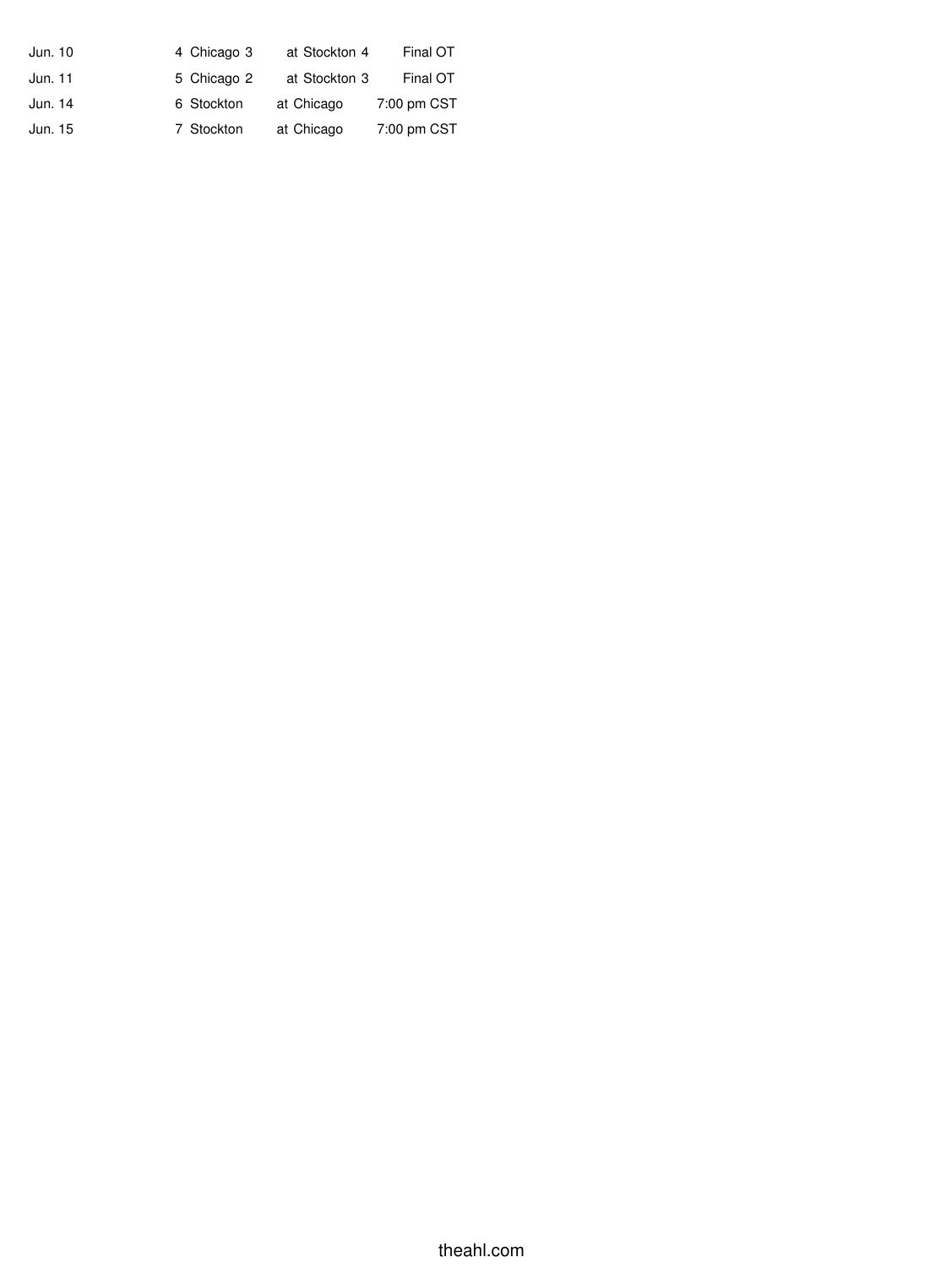| | | | | |
|---|---|---|---|---|
| Jun. 10 | 4 | Chicago 3 | at Stockton 4 | Final OT |
| Jun. 11 | 5 | Chicago 2 | at Stockton 3 | Final OT |
| Jun. 14 | 6 | Stockton | at Chicago | 7:00 pm CST |
| Jun. 15 | 7 | Stockton | at Chicago | 7:00 pm CST |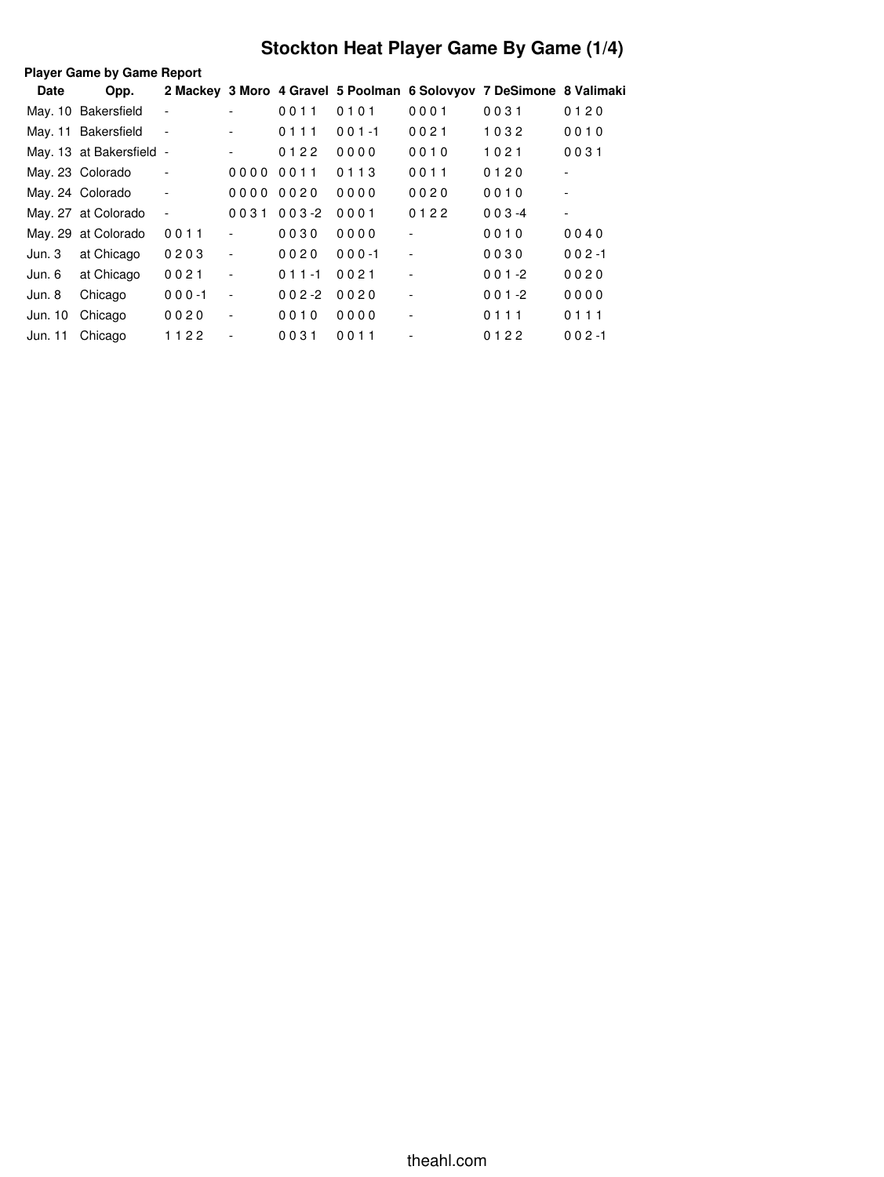# Stockton Heat Player Game By Game (1/4)

**Player Game by Game Report**

| Date | Opp. | 2 Mackey | 3 Moro | 4 Gravel | 5 Poolman | 6 Solovyov | 7 DeSimone | 8 Valimaki |
|---|---|---|---|---|---|---|---|---|
| May. 10 | Bakersfield | - | - | 0 0 1 1 | 0 1 0 1 | 0 0 0 1 | 0 0 3 1 | 0 1 2 0 |
| May. 11 | Bakersfield | - | - | 0 1 1 1 | 0 0 1 -1 | 0 0 2 1 | 1 0 3 2 | 0 0 1 0 |
| May. 13 | at Bakersfield | - | - | 0 1 2 2 | 0 0 0 0 | 0 0 1 0 | 1 0 2 1 | 0 0 3 1 |
| May. 23 | Colorado | - | 0 0 0 0 | 0 0 1 1 | 0 1 1 3 | 0 0 1 1 | 0 1 2 0 | - |
| May. 24 | Colorado | - | 0 0 0 0 | 0 0 2 0 | 0 0 0 0 | 0 0 2 0 | 0 0 1 0 | - |
| May. 27 | at Colorado | - | 0 0 3 1 | 0 0 3 -2 | 0 0 0 1 | 0 1 2 2 | 0 0 3 -4 | - |
| May. 29 | at Colorado | 0 0 1 1 | - | 0 0 3 0 | 0 0 0 0 | - | 0 0 1 0 | 0 0 4 0 |
| Jun. 3 | at Chicago | 0 2 0 3 | - | 0 0 2 0 | 0 0 0 -1 | - | 0 0 3 0 | 0 0 2 -1 |
| Jun. 6 | at Chicago | 0 0 2 1 | - | 0 1 1 -1 | 0 0 2 1 | - | 0 0 1 -2 | 0 0 2 0 |
| Jun. 8 | Chicago | 0 0 0 -1 | - | 0 0 2 -2 | 0 0 2 0 | - | 0 0 1 -2 | 0 0 0 0 |
| Jun. 10 | Chicago | 0 0 2 0 | - | 0 0 1 0 | 0 0 0 0 | - | 0 1 1 1 | 0 1 1 1 |
| Jun. 11 | Chicago | 1 1 2 2 | - | 0 0 3 1 | 0 0 1 1 | - | 0 1 2 2 | 0 0 2 -1 |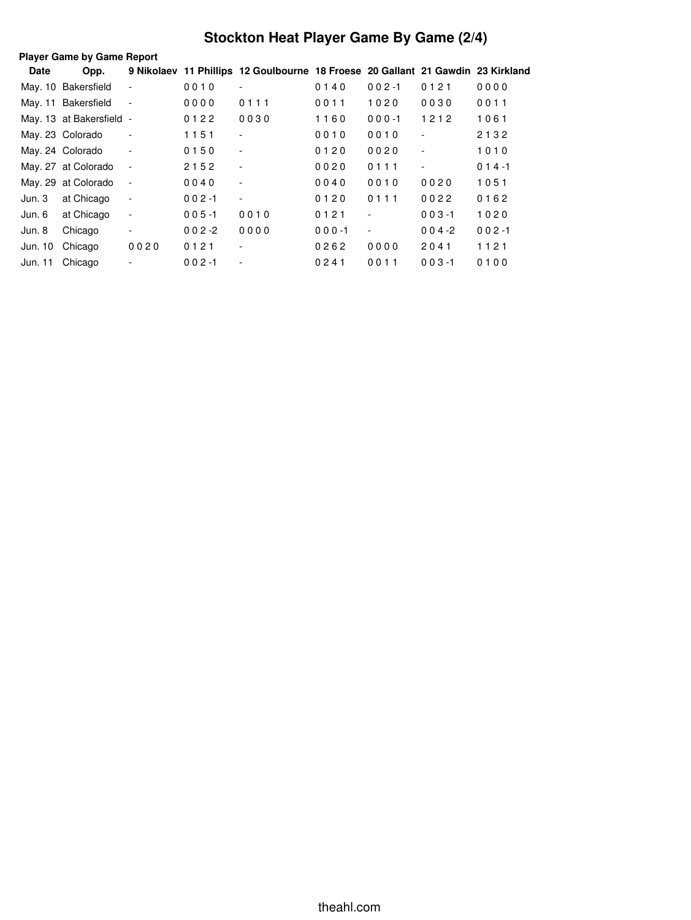# Stockton Heat Player Game By Game (2/4)

**Player Game by Game Report**

| Date | Opp. | 9 Nikolaev | 11 Phillips | 12 Goulbourne | 18 Froese | 20 Gallant | 21 Gawdin | 23 Kirkland |
|---|---|---|---|---|---|---|---|---|
| May. 10 | Bakersfield | - | 0 0 1 0 | - | 0 1 4 0 | 0 0 2 -1 | 0 1 2 1 | 0 0 0 0 |
| May. 11 | Bakersfield | - | 0 0 0 0 | 0 1 1 1 | 0 0 1 1 | 1 0 2 0 | 0 0 3 0 | 0 0 1 1 |
| May. 13 | at Bakersfield | - | 0 1 2 2 | 0 0 3 0 | 1 1 6 0 | 0 0 0 -1 | 1 2 1 2 | 1 0 6 1 |
| May. 23 | Colorado | - | 1 1 5 1 | - | 0 0 1 0 | 0 0 1 0 | - | 2 1 3 2 |
| May. 24 | Colorado | - | 0 1 5 0 | - | 0 1 2 0 | 0 0 2 0 | - | 1 0 1 0 |
| May. 27 | at Colorado | - | 2 1 5 2 | - | 0 0 2 0 | 0 1 1 1 | - | 0 1 4 -1 |
| May. 29 | at Colorado | - | 0 0 4 0 | - | 0 0 4 0 | 0 0 1 0 | 0 0 2 0 | 1 0 5 1 |
| Jun. 3 | at Chicago | - | 0 0 2 -1 | - | 0 1 2 0 | 0 1 1 1 | 0 0 2 2 | 0 1 6 2 |
| Jun. 6 | at Chicago | - | 0 0 5 -1 | 0 0 1 0 | 0 1 2 1 | - | 0 0 3 -1 | 1 0 2 0 |
| Jun. 8 | Chicago | - | 0 0 2 -2 | 0 0 0 0 | 0 0 0 -1 | - | 0 0 4 -2 | 0 0 2 -1 |
| Jun. 10 | Chicago | 0 0 2 0 | 0 1 2 1 | - | 0 2 6 2 | 0 0 0 0 | 2 0 4 1 | 1 1 2 1 |
| Jun. 11 | Chicago | - | 0 0 2 -1 | - | 0 2 4 1 | 0 0 1 1 | 0 0 3 -1 | 0 1 0 0 |

theahl.com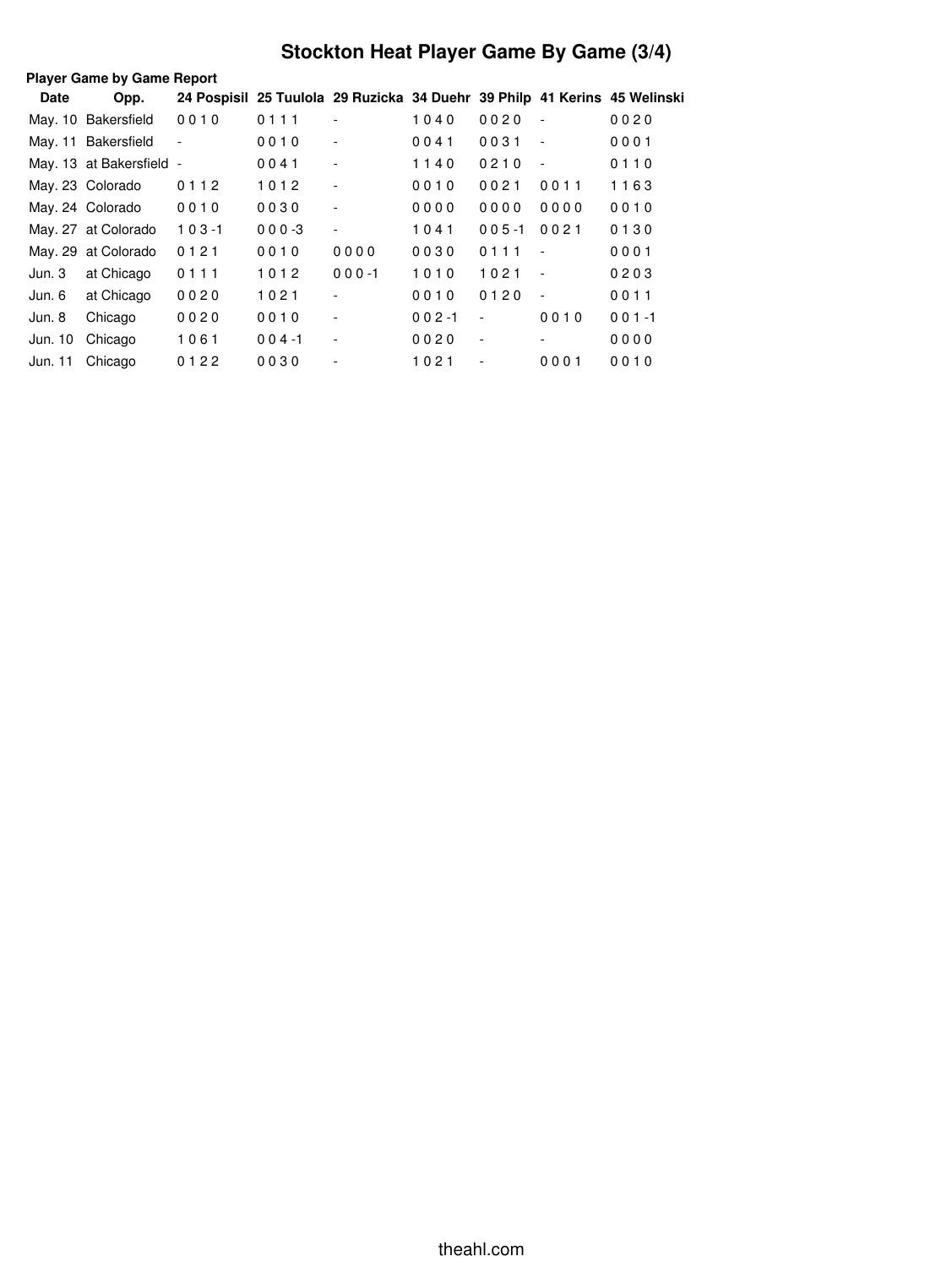# Stockton Heat Player Game By Game (3/4)

**Player Game by Game Report**

| Date | Opp. | 24 Pospisil | 25 Tuulola | 29 Ruzicka | 34 Duehr | 39 Philp | 41 Kerins | 45 Welinski |
|---|---|---|---|---|---|---|---|---|
| May. 10 | Bakersfield | 0 0 1 0 | 0 1 1 1 | - | 1 0 4 0 | 0 0 2 0 | - | 0 0 2 0 |
| May. 11 | Bakersfield | - | 0 0 1 0 | - | 0 0 4 1 | 0 0 3 1 | - | 0 0 0 1 |
| May. 13 | at Bakersfield | - | 0 0 4 1 | - | 1 1 4 0 | 0 2 1 0 | - | 0 1 1 0 |
| May. 23 | Colorado | 0 1 1 2 | 1 0 1 2 | - | 0 0 1 0 | 0 0 2 1 | 0 0 1 1 | 1 1 6 3 |
| May. 24 | Colorado | 0 0 1 0 | 0 0 3 0 | - | 0 0 0 0 | 0 0 0 0 | 0 0 0 0 | 0 0 1 0 |
| May. 27 | at Colorado | 1 0 3 -1 | 0 0 0 -3 | - | 1 0 4 1 | 0 0 5 -1 | 0 0 2 1 | 0 1 3 0 |
| May. 29 | at Colorado | 0 1 2 1 | 0 0 1 0 | 0 0 0 0 | 0 0 3 0 | 0 1 1 1 | - | 0 0 0 1 |
| Jun. 3 | at Chicago | 0 1 1 1 | 1 0 1 2 | 0 0 0 -1 | 1 0 1 0 | 1 0 2 1 | - | 0 2 0 3 |
| Jun. 6 | at Chicago | 0 0 2 0 | 1 0 2 1 | - | 0 0 1 0 | 0 1 2 0 | - | 0 0 1 1 |
| Jun. 8 | Chicago | 0 0 2 0 | 0 0 1 0 | - | 0 0 2 -1 | - | 0 0 1 0 | 0 0 1 -1 |
| Jun. 10 | Chicago | 1 0 6 1 | 0 0 4 -1 | - | 0 0 2 0 | - | - | 0 0 0 0 |
| Jun. 11 | Chicago | 0 1 2 2 | 0 0 3 0 | - | 1 0 2 1 | - | 0 0 0 1 | 0 0 1 0 |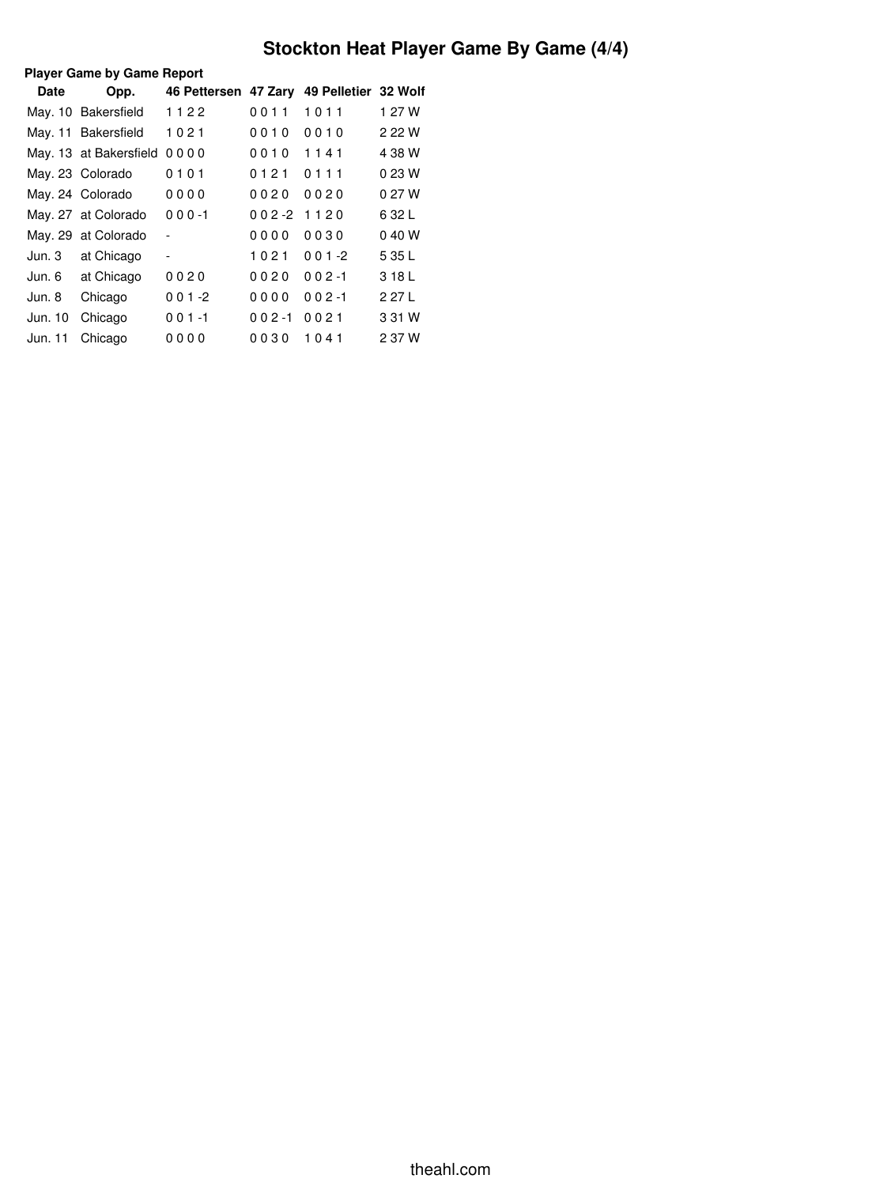# Stockton Heat Player Game By Game (4/4)

**Player Game by Game Report**

| Date | Opp. | 46 Pettersen | 47 Zary | 49 Pelletier | 32 Wolf |
|---|---|---|---|---|---|
| May. 10 | Bakersfield | 1 1 2 2 | 0 0 1 1 | 1 0 1 1 | 1 27 W |
| May. 11 | Bakersfield | 1 0 2 1 | 0 0 1 0 | 0 0 1 0 | 2 22 W |
| May. 13 | at Bakersfield | 0 0 0 0 | 0 0 1 0 | 1 1 4 1 | 4 38 W |
| May. 23 | Colorado | 0 1 0 1 | 0 1 2 1 | 0 1 1 1 | 0 23 W |
| May. 24 | Colorado | 0 0 0 0 | 0 0 2 0 | 0 0 2 0 | 0 27 W |
| May. 27 | at Colorado | 0 0 0 -1 | 0 0 2 -2 | 1 1 2 0 | 6 32 L |
| May. 29 | at Colorado | - | 0 0 0 0 | 0 0 3 0 | 0 40 W |
| Jun. 3 | at Chicago | - | 1 0 2 1 | 0 0 1 -2 | 5 35 L |
| Jun. 6 | at Chicago | 0 0 2 0 | 0 0 2 0 | 0 0 2 -1 | 3 18 L |
| Jun. 8 | Chicago | 0 0 1 -2 | 0 0 0 0 | 0 0 2 -1 | 2 27 L |
| Jun. 10 | Chicago | 0 0 1 -1 | 0 0 2 -1 | 0 0 2 1 | 3 31 W |
| Jun. 11 | Chicago | 0 0 0 0 | 0 0 3 0 | 1 0 4 1 | 2 37 W |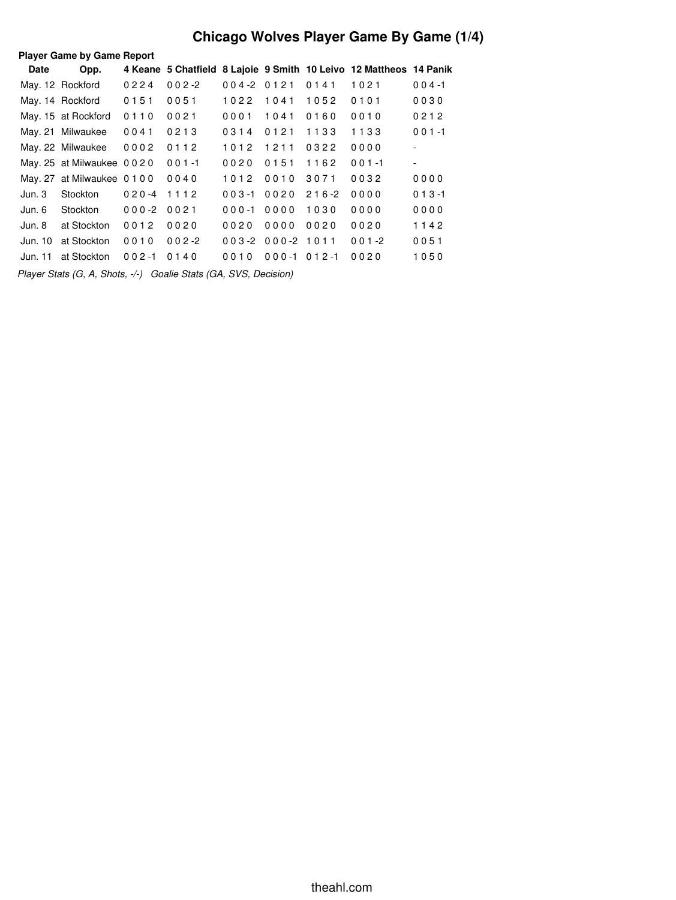# Chicago Wolves Player Game By Game (1/4)

**Player Game by Game Report**

| Date | Opp. | 4 Keane | 5 Chatfield | 8 Lajoie | 9 Smith | 10 Leivo | 12 Mattheos | 14 Panik |
|---|---|---|---|---|---|---|---|---|
| May. 12 | Rockford | 0 2 2 4 | 0 0 2 -2 | 0 0 4 -2 | 0 1 2 1 | 0 1 4 1 | 1 0 2 1 | 0 0 4 -1 |
| May. 14 | Rockford | 0 1 5 1 | 0 0 5 1 | 1 0 2 2 | 1 0 4 1 | 1 0 5 2 | 0 1 0 1 | 0 0 3 0 |
| May. 15 | at Rockford | 0 1 1 0 | 0 0 2 1 | 0 0 0 1 | 1 0 4 1 | 0 1 6 0 | 0 0 1 0 | 0 2 1 2 |
| May. 21 | Milwaukee | 0 0 4 1 | 0 2 1 3 | 0 3 1 4 | 0 1 2 1 | 1 1 3 3 | 1 1 3 3 | 0 0 1 -1 |
| May. 22 | Milwaukee | 0 0 0 2 | 0 1 1 2 | 1 0 1 2 | 1 2 1 1 | 0 3 2 2 | 0 0 0 0 | - |
| May. 25 | at Milwaukee | 0 0 2 0 | 0 0 1 -1 | 0 0 2 0 | 0 1 5 1 | 1 1 6 2 | 0 0 1 -1 | - |
| May. 27 | at Milwaukee | 0 1 0 0 | 0 0 4 0 | 1 0 1 2 | 0 0 1 0 | 3 0 7 1 | 0 0 3 2 | 0 0 0 0 |
| Jun. 3 | Stockton | 0 2 0 -4 | 1 1 1 2 | 0 0 3 -1 | 0 0 2 0 | 2 1 6 -2 | 0 0 0 0 | 0 1 3 -1 |
| Jun. 6 | Stockton | 0 0 0 -2 | 0 0 2 1 | 0 0 0 -1 | 0 0 0 0 | 1 0 3 0 | 0 0 0 0 | 0 0 0 0 |
| Jun. 8 | at Stockton | 0 0 1 2 | 0 0 2 0 | 0 0 2 0 | 0 0 0 0 | 0 0 2 0 | 0 0 2 0 | 1 1 4 2 |
| Jun. 10 | at Stockton | 0 0 1 0 | 0 0 2 -2 | 0 0 3 -2 | 0 0 0 -2 | 1 0 1 1 | 0 0 1 -2 | 0 0 5 1 |
| Jun. 11 | at Stockton | 0 0 2 -1 | 0 1 4 0 | 0 0 1 0 | 0 0 0 -1 | 0 1 2 -1 | 0 0 2 0 | 1 0 5 0 |

*Player Stats (G, A, Shots, -/-) Goalie Stats (GA, SVS, Decision)*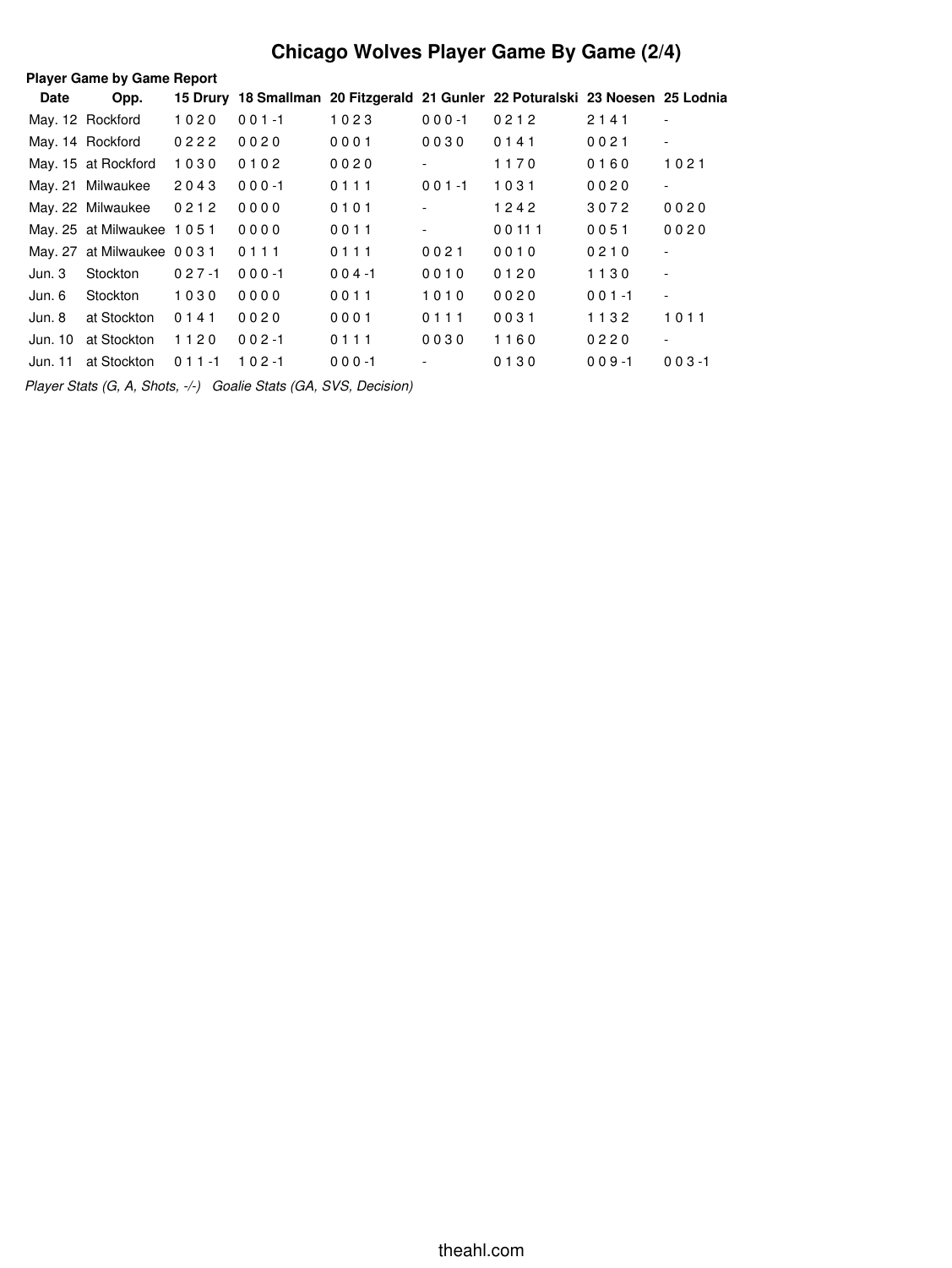# Chicago Wolves Player Game By Game (2/4)

**Player Game by Game Report**

| Date | Opp. | 15 Drury | 18 Smallman | 20 Fitzgerald | 21 Gunler | 22 Poturalski | 23 Noesen | 25 Lodnia |
|---|---|---|---|---|---|---|---|---|
| May. 12 | Rockford | 1 0 2 0 | 0 0 1 -1 | 1 0 2 3 | 0 0 0 -1 | 0 2 1 2 | 2 1 4 1 | - |
| May. 14 | Rockford | 0 2 2 2 | 0 0 2 0 | 0 0 0 1 | 0 0 3 0 | 0 1 4 1 | 0 0 2 1 | - |
| May. 15 | at Rockford | 1 0 3 0 | 0 1 0 2 | 0 0 2 0 | - | 1 1 7 0 | 0 1 6 0 | 1 0 2 1 |
| May. 21 | Milwaukee | 2 0 4 3 | 0 0 0 -1 | 0 1 1 1 | 0 0 1 -1 | 1 0 3 1 | 0 0 2 0 | - |
| May. 22 | Milwaukee | 0 2 1 2 | 0 0 0 0 | 0 1 0 1 | - | 1 2 4 2 | 3 0 7 2 | 0 0 2 0 |
| May. 25 | at Milwaukee | 1 0 5 1 | 0 0 0 0 | 0 0 1 1 | - | 0 0 11 1 | 0 0 5 1 | 0 0 2 0 |
| May. 27 | at Milwaukee | 0 0 3 1 | 0 1 1 1 | 0 1 1 1 | 0 0 2 1 | 0 0 1 0 | 0 2 1 0 | - |
| Jun. 3 | Stockton | 0 2 7 -1 | 0 0 0 -1 | 0 0 4 -1 | 0 0 1 0 | 0 1 2 0 | 1 1 3 0 | - |
| Jun. 6 | Stockton | 1 0 3 0 | 0 0 0 0 | 0 0 1 1 | 1 0 1 0 | 0 0 2 0 | 0 0 1 -1 | - |
| Jun. 8 | at Stockton | 0 1 4 1 | 0 0 2 0 | 0 0 0 1 | 0 1 1 1 | 0 0 3 1 | 1 1 3 2 | 1 0 1 1 |
| Jun. 10 | at Stockton | 1 1 2 0 | 0 0 2 -1 | 0 1 1 1 | 0 0 3 0 | 1 1 6 0 | 0 2 2 0 | - |
| Jun. 11 | at Stockton | 0 1 1 -1 | 1 0 2 -1 | 0 0 0 -1 | - | 0 1 3 0 | 0 0 9 -1 | 0 0 3 -1 |

*Player Stats (G, A, Shots, -/-)   Goalie Stats (GA, SVS, Decision)*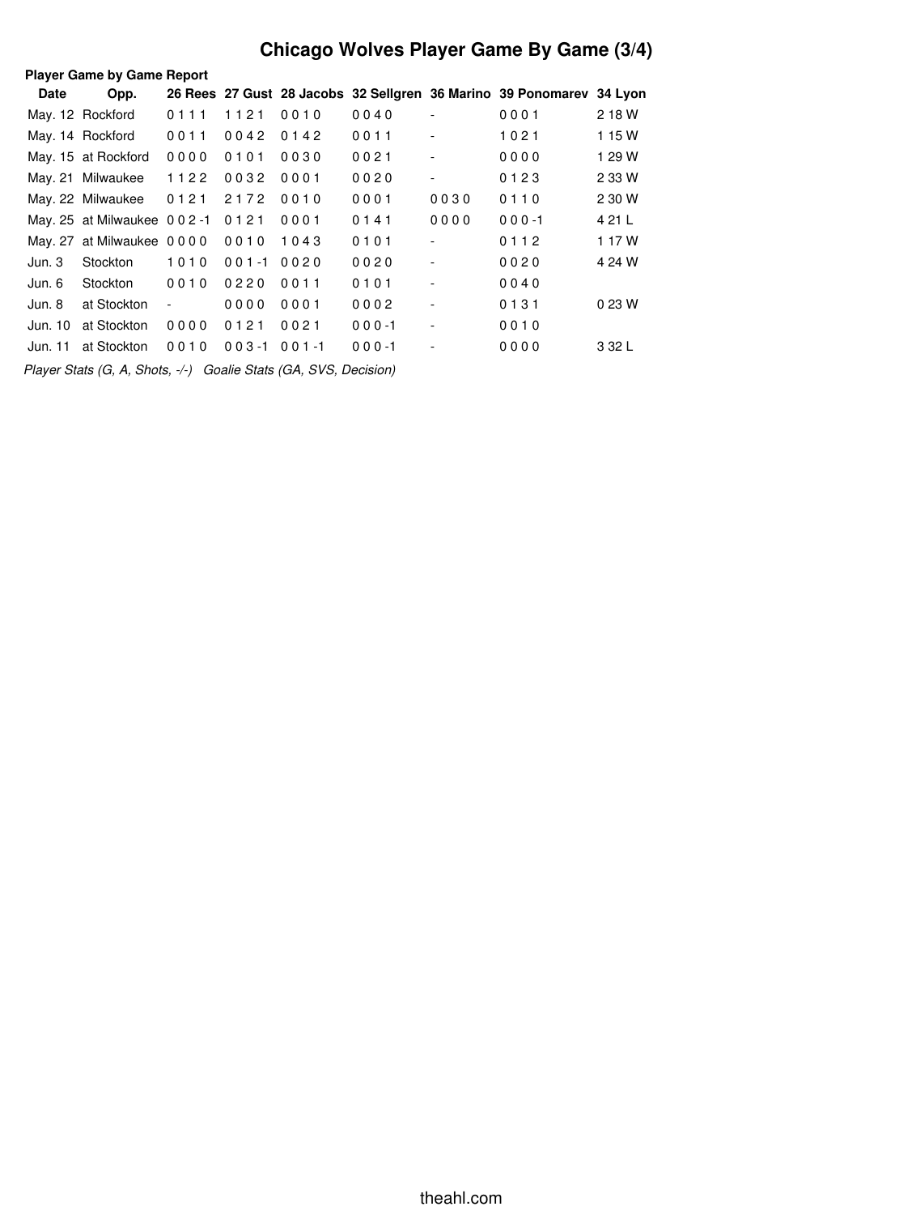# Chicago Wolves Player Game By Game (3/4)

**Player Game by Game Report**

| Date | Opp. | 26 Rees | 27 Gust | 28 Jacobs | 32 Sellgren | 36 Marino | 39 Ponomarev | 34 Lyon |
|---|---|---|---|---|---|---|---|---|
| May. 12 | Rockford | 0 1 1 1 | 1 1 2 1 | 0 0 1 0 | 0 0 4 0 | - | 0 0 0 1 | 2 18 W |
| May. 14 | Rockford | 0 0 1 1 | 0 0 4 2 | 0 1 4 2 | 0 0 1 1 | - | 1 0 2 1 | 1 15 W |
| May. 15 | at Rockford | 0 0 0 0 | 0 1 0 1 | 0 0 3 0 | 0 0 2 1 | - | 0 0 0 0 | 1 29 W |
| May. 21 | Milwaukee | 1 1 2 2 | 0 0 3 2 | 0 0 0 1 | 0 0 2 0 | - | 0 1 2 3 | 2 33 W |
| May. 22 | Milwaukee | 0 1 2 1 | 2 1 7 2 | 0 0 1 0 | 0 0 0 1 | 0 0 3 0 | 0 1 1 0 | 2 30 W |
| May. 25 | at Milwaukee | 0 0 2 -1 | 0 1 2 1 | 0 0 0 1 | 0 1 4 1 | 0 0 0 0 | 0 0 0 -1 | 4 21 L |
| May. 27 | at Milwaukee | 0 0 0 0 | 0 0 1 0 | 1 0 4 3 | 0 1 0 1 | - | 0 1 1 2 | 1 17 W |
| Jun. 3 | Stockton | 1 0 1 0 | 0 0 1 -1 | 0 0 2 0 | 0 0 2 0 | - | 0 0 2 0 | 4 24 W |
| Jun. 6 | Stockton | 0 0 1 0 | 0 2 2 0 | 0 0 1 1 | 0 1 0 1 | - | 0 0 4 0 | |
| Jun. 8 | at Stockton | - | 0 0 0 0 | 0 0 0 1 | 0 0 0 2 | - | 0 1 3 1 | 0 23 W |
| Jun. 10 | at Stockton | 0 0 0 0 | 0 1 2 1 | 0 0 2 1 | 0 0 0 -1 | - | 0 0 1 0 | |
| Jun. 11 | at Stockton | 0 0 1 0 | 0 0 3 -1 | 0 0 1 -1 | 0 0 0 -1 | - | 0 0 0 0 | 3 32 L |

*Player Stats (G, A, Shots, -/-) Goalie Stats (GA, SVS, Decision)*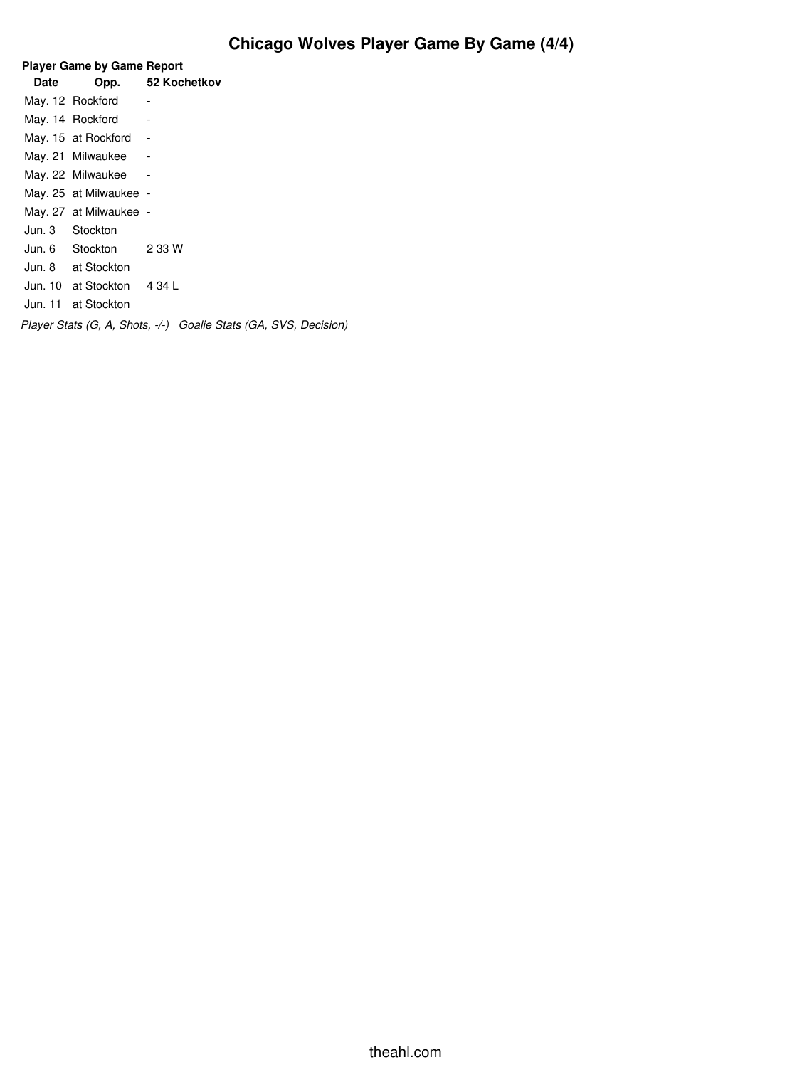# Chicago Wolves Player Game By Game (4/4)

**Player Game by Game Report**

| Date | Opp. | 52 Kochetkov |
|---|---|---|
| May. 12 | Rockford | - |
| May. 14 | Rockford | - |
| May. 15 | at Rockford | - |
| May. 21 | Milwaukee | - |
| May. 22 | Milwaukee | - |
| May. 25 | at Milwaukee | - |
| May. 27 | at Milwaukee | - |
| Jun. 3 | Stockton | |
| Jun. 6 | Stockton | 2 33 W |
| Jun. 8 | at Stockton | |
| Jun. 10 | at Stockton | 4 34 L |
| Jun. 11 | at Stockton | |

*Player Stats (G, A, Shots, -/-)   Goalie Stats (GA, SVS, Decision)*

theahl.com